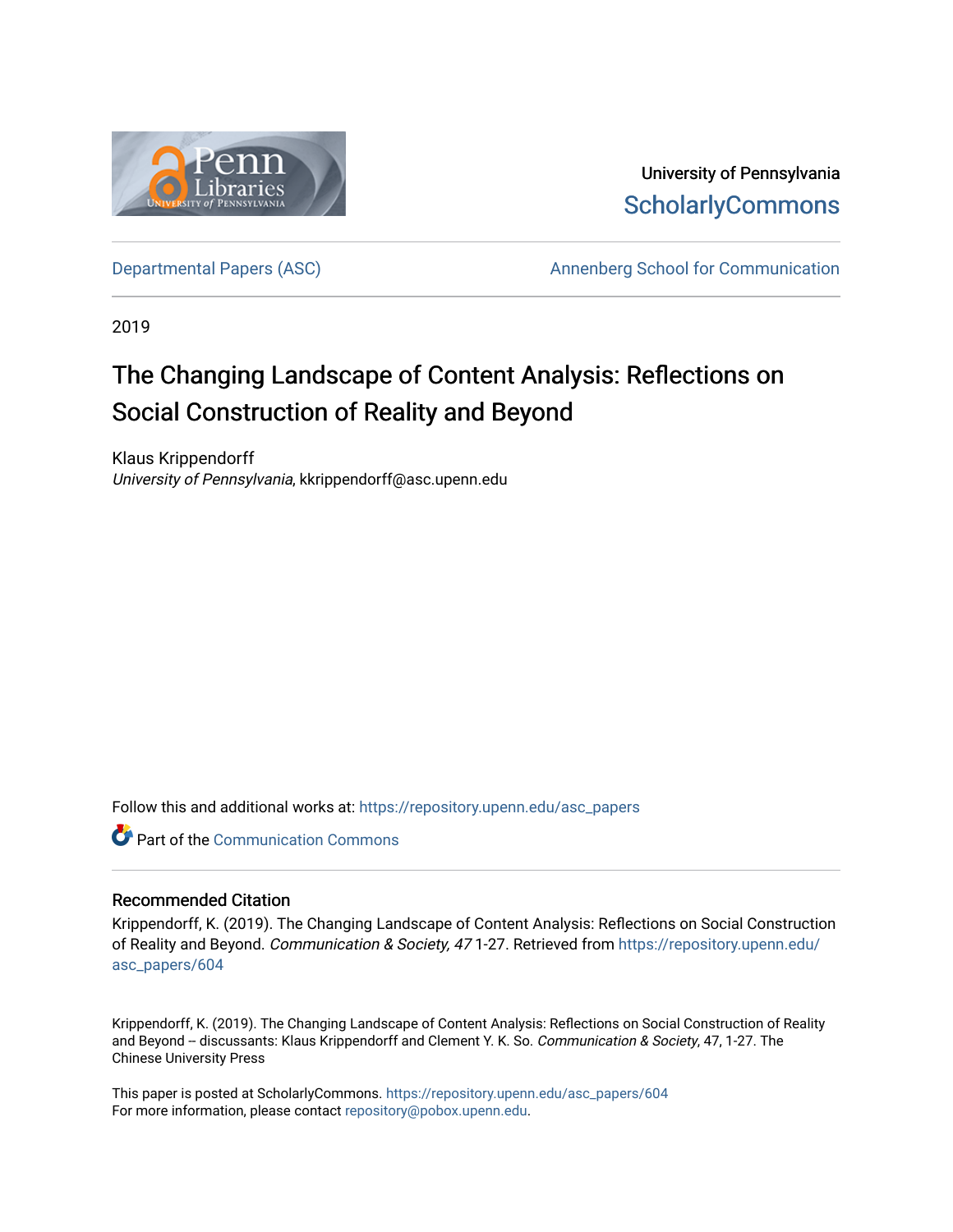University of Pennsylvania
ScholarlyCommons

Departmental Papers (ASC) — Annenberg School for Communication

2019

# The Changing Landscape of Content Analysis: Reflections on Social Construction of Reality and Beyond

Klaus Krippendorff
*University of Pennsylvania*, kkrippendorff@asc.upenn.edu

Follow this and additional works at: https://repository.upenn.edu/asc_papers

Part of the Communication Commons

## Recommended Citation

Krippendorff, K. (2019). The Changing Landscape of Content Analysis: Reflections on Social Construction of Reality and Beyond. *Communication & Society, 47* 1-27. Retrieved from https://repository.upenn.edu/asc_papers/604

Krippendorff, K. (2019). The Changing Landscape of Content Analysis: Reflections on Social Construction of Reality and Beyond -- discussants: Klaus Krippendorff and Clement Y. K. So. *Communication & Society*, 47, 1-27. The Chinese University Press

This paper is posted at ScholarlyCommons. https://repository.upenn.edu/asc_papers/604
For more information, please contact repository@pobox.upenn.edu.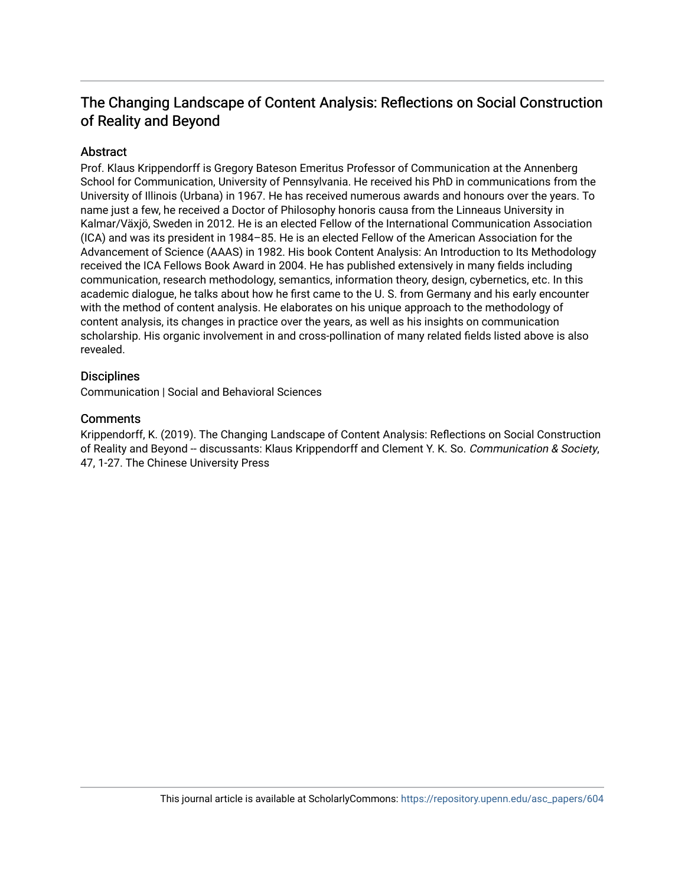# The Changing Landscape of Content Analysis: Reflections on Social Construction of Reality and Beyond

## Abstract

Prof. Klaus Krippendorff is Gregory Bateson Emeritus Professor of Communication at the Annenberg School for Communication, University of Pennsylvania. He received his PhD in communications from the University of Illinois (Urbana) in 1967. He has received numerous awards and honours over the years. To name just a few, he received a Doctor of Philosophy honoris causa from the Linneaus University in Kalmar/Växjö, Sweden in 2012. He is an elected Fellow of the International Communication Association (ICA) and was its president in 1984–85. He is an elected Fellow of the American Association for the Advancement of Science (AAAS) in 1982. His book Content Analysis: An Introduction to Its Methodology received the ICA Fellows Book Award in 2004. He has published extensively in many fields including communication, research methodology, semantics, information theory, design, cybernetics, etc. In this academic dialogue, he talks about how he first came to the U. S. from Germany and his early encounter with the method of content analysis. He elaborates on his unique approach to the methodology of content analysis, its changes in practice over the years, as well as his insights on communication scholarship. His organic involvement in and cross-pollination of many related fields listed above is also revealed.

## Disciplines

Communication | Social and Behavioral Sciences

## Comments

Krippendorff, K. (2019). The Changing Landscape of Content Analysis: Reflections on Social Construction of Reality and Beyond -- discussants: Klaus Krippendorff and Clement Y. K. So. *Communication & Society*, 47, 1-27. The Chinese University Press

This journal article is available at ScholarlyCommons: https://repository.upenn.edu/asc_papers/604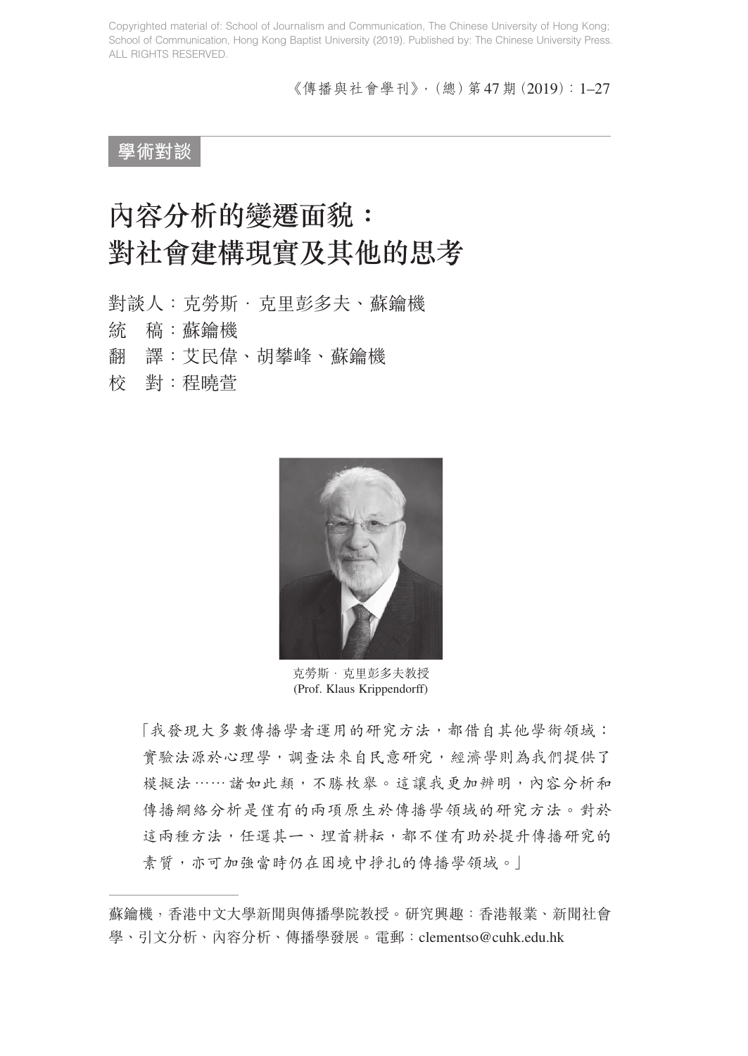學術對談

# 內容分析的變遷面貌：對社會建構現實及其他的思考

對談人：克勞斯．克里彭多夫、蘇鑰機

統　稿：蘇鑰機

翻　譯：艾民偉、胡攀峰、蘇鑰機

校　對：程曉萱

克勞斯．克里彭多夫教授
(Prof. Klaus Krippendorff)

「我發現大多數傳播學者運用的研究方法，都借自其他學術領域：實驗法源於心理學，調查法來自民意研究，經濟學則為我們提供了模擬法⋯⋯諸如此類，不勝枚舉。這讓我更加辨明，內容分析和傳播網絡分析是僅有的兩項原生於傳播學領域的研究方法。對於這兩種方法，任選其一、埋首耕耘，都不僅有助於提升傳播研究的素質，亦可加強當時仍在困境中掙扎的傳播學領域。」

---

蘇鑰機，香港中文大學新聞與傳播學院教授。研究興趣：香港報業、新聞社會學、引文分析、內容分析、傳播學發展。電郵：clementso@cuhk.edu.hk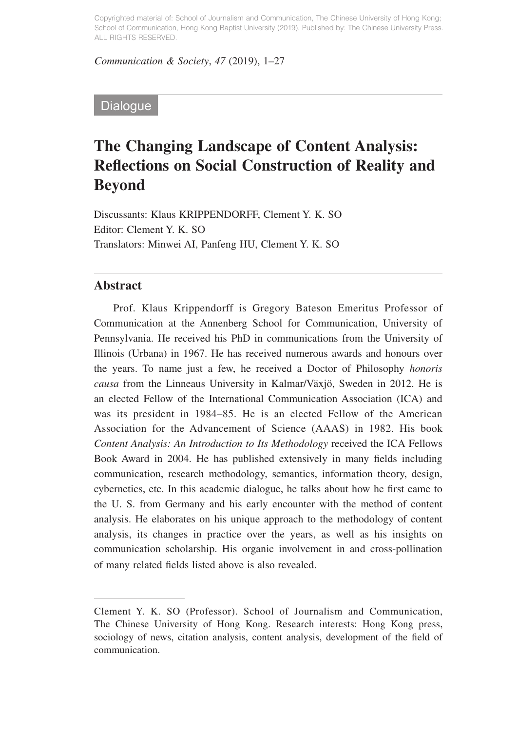Dialogue

# The Changing Landscape of Content Analysis: Reflections on Social Construction of Reality and Beyond

Discussants: Klaus KRIPPENDORFF, Clement Y. K. SO
Editor: Clement Y. K. SO
Translators: Minwei AI, Panfeng HU, Clement Y. K. SO

## Abstract

Prof. Klaus Krippendorff is Gregory Bateson Emeritus Professor of Communication at the Annenberg School for Communication, University of Pennsylvania. He received his PhD in communications from the University of Illinois (Urbana) in 1967. He has received numerous awards and honours over the years. To name just a few, he received a Doctor of Philosophy *honoris causa* from the Linneaus University in Kalmar/Växjö, Sweden in 2012. He is an elected Fellow of the International Communication Association (ICA) and was its president in 1984–85. He is an elected Fellow of the American Association for the Advancement of Science (AAAS) in 1982. His book *Content Analysis: An Introduction to Its Methodology* received the ICA Fellows Book Award in 2004. He has published extensively in many fields including communication, research methodology, semantics, information theory, design, cybernetics, etc. In this academic dialogue, he talks about how he first came to the U. S. from Germany and his early encounter with the method of content analysis. He elaborates on his unique approach to the methodology of content analysis, its changes in practice over the years, as well as his insights on communication scholarship. His organic involvement in and cross-pollination of many related fields listed above is also revealed.

---

Clement Y. K. SO (Professor). School of Journalism and Communication, The Chinese University of Hong Kong. Research interests: Hong Kong press, sociology of news, citation analysis, content analysis, development of the field of communication.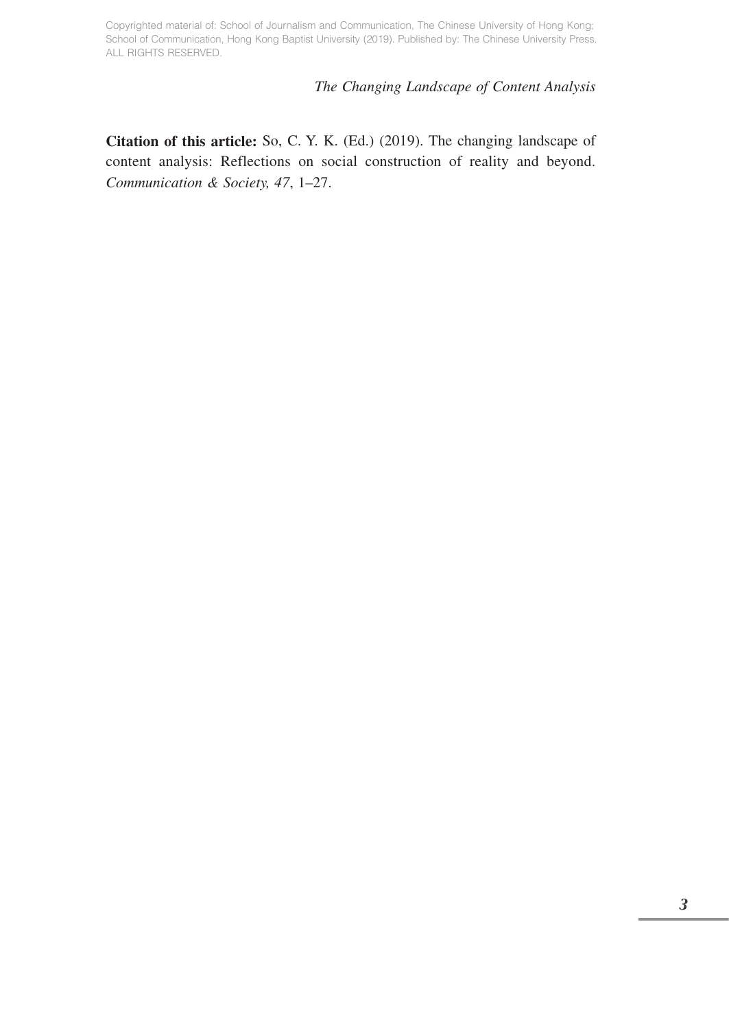**Citation of this article:** So, C. Y. K. (Ed.) (2019). The changing landscape of content analysis: Reflections on social construction of reality and beyond. *Communication & Society, 47*, 1–27.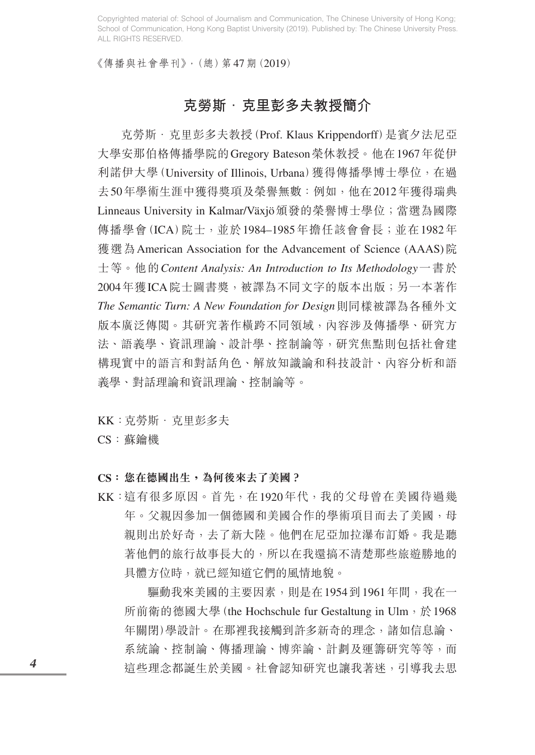## 克勞斯．克里彭多夫教授簡介

克勞斯．克里彭多夫教授（Prof. Klaus Krippendorff）是賓夕法尼亞大學安那伯格傳播學院的Gregory Bateson榮休教授。他在1967年從伊利諾伊大學（University of Illinois, Urbana）獲得傳播學博士學位，在過去50年學術生涯中獲得獎項及榮譽無數：例如，他在2012年獲得瑞典Linneaus University in Kalmar/Växjö頒發的榮譽博士學位；當選為國際傳播學會（ICA）院士，並於1984–1985年擔任該會會長；並在1982年獲選為American Association for the Advancement of Science (AAAS)院士等。他的*Content Analysis: An Introduction to Its Methodology*一書於2004年獲ICA院士圖書獎，被譯為不同文字的版本出版；另一本著作*The Semantic Turn: A New Foundation for Design*則同樣被譯為各種外文版本廣泛傳閱。其研究著作橫跨不同領域，內容涉及傳播學、研究方法、語義學、資訊理論、設計學、控制論等，研究焦點則包括社會建構現實中的語言和對話角色、解放知識論和科技設計、內容分析和語義學、對話理論和資訊理論、控制論等。

KK：克勞斯．克里彭多夫

CS：蘇鑰機

**CS：您在德國出生，為何後來去了美國？**

KK：這有很多原因。首先，在1920年代，我的父母曾在美國待過幾年。父親因參加一個德國和美國合作的學術項目而去了美國，母親則出於好奇，去了新大陸。他們在尼亞加拉瀑布訂婚。我是聽著他們的旅行故事長大的，所以在我還搞不清楚那些旅遊勝地的具體方位時，就已經知道它們的風情地貌。

驅動我來美國的主要因素，則是在1954到1961年間，我在一所前衛的德國大學（the Hochschule fur Gestaltung in Ulm，於1968年關閉）學設計。在那裡我接觸到許多新奇的理念，諸如信息論、系統論、控制論、傳播理論、博弈論、計劃及運籌研究等等，而這些理念都誕生於美國。社會認知研究也讓我著迷，引導我去思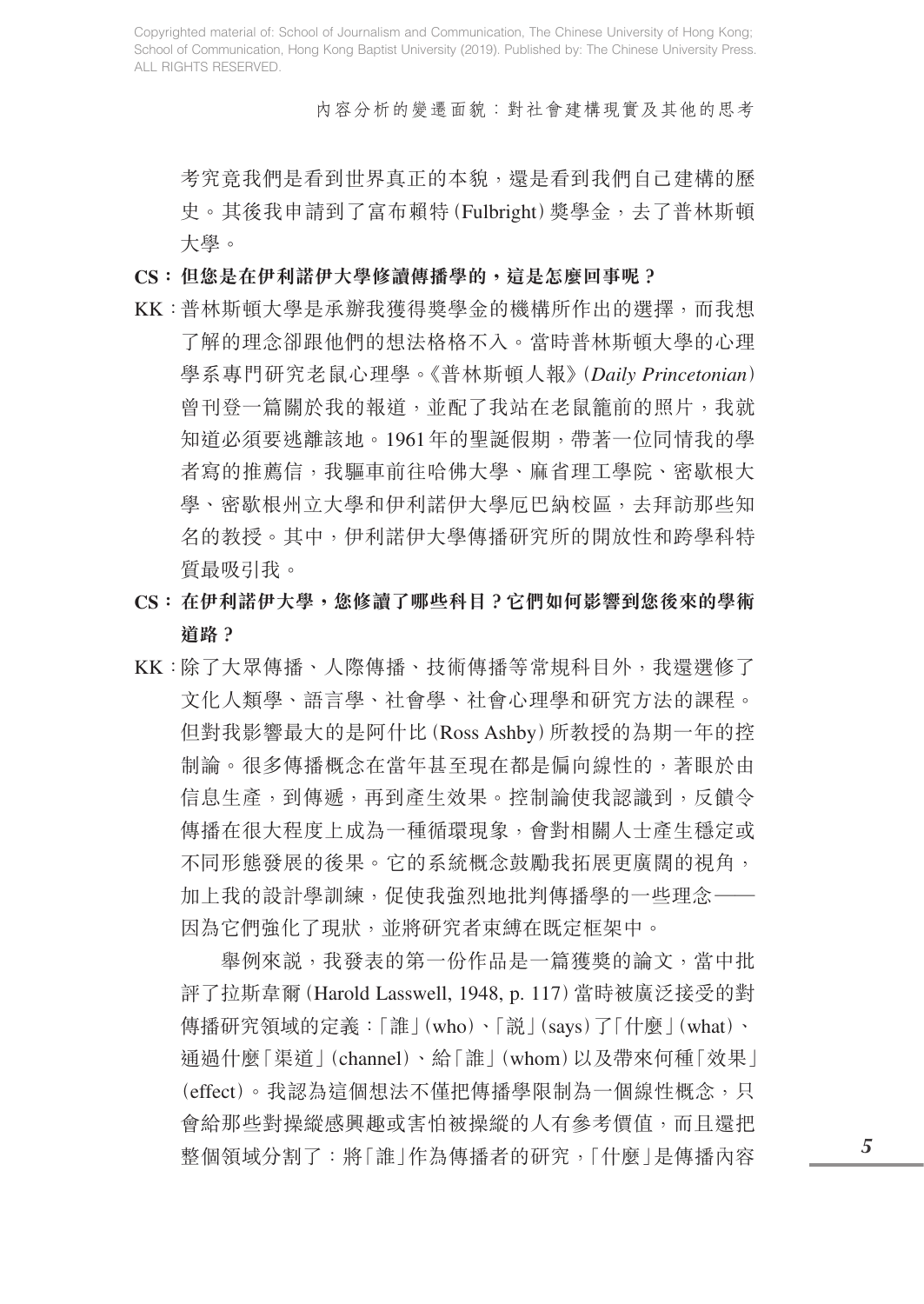考究竟我們是看到世界真正的本貌，還是看到我們自己建構的歷史。其後我申請到了富布賴特（Fulbright）獎學金，去了普林斯頓大學。

**CS：但您是在伊利諾伊大學修讀傳播學的，這是怎麼回事呢？**

KK：普林斯頓大學是承辦我獲得獎學金的機構所作出的選擇，而我想了解的理念卻跟他們的想法格格不入。當時普林斯頓大學的心理學系專門研究老鼠心理學。《普林斯頓人報》（*Daily Princetonian*）曾刊登一篇關於我的報道，並配了我站在老鼠籠前的照片，我就知道必須要逃離該地。1961年的聖誕假期，帶著一位同情我的學者寫的推薦信，我驅車前往哈佛大學、麻省理工學院、密歇根大學、密歇根州立大學和伊利諾伊大學厄巴納校區，去拜訪那些知名的教授。其中，伊利諾伊大學傳播研究所的開放性和跨學科特質最吸引我。

**CS：在伊利諾伊大學，您修讀了哪些科目？它們如何影響到您後來的學術道路？**

KK：除了大眾傳播、人際傳播、技術傳播等常規科目外，我還選修了文化人類學、語言學、社會學、社會心理學和研究方法的課程。但對我影響最大的是阿什比（Ross Ashby）所教授的為期一年的控制論。很多傳播概念在當年甚至現在都是偏向線性的，著眼於由信息生產，到傳遞，再到產生效果。控制論使我認識到，反饋令傳播在很大程度上成為一種循環現象，會對相關人士產生穩定或不同形態發展的後果。它的系統概念鼓勵我拓展更廣闊的視角，加上我的設計學訓練，促使我強烈地批判傳播學的一些理念——因為它們強化了現狀，並將研究者束縛在既定框架中。

舉例來說，我發表的第一份作品是一篇獲獎的論文，當中批評了拉斯韋爾（Harold Lasswell, 1948, p. 117）當時被廣泛接受的對傳播研究領域的定義：「誰」（who）、「說」（says）了「什麼」（what）、通過什麼「渠道」（channel）、給「誰」（whom）以及帶來何種「效果」（effect）。我認為這個想法不僅把傳播學限制為一個線性概念，只會給那些對操縱感興趣或害怕被操縱的人有參考價值，而且還把整個領域分割了：將「誰」作為傳播者的研究，「什麼」是傳播內容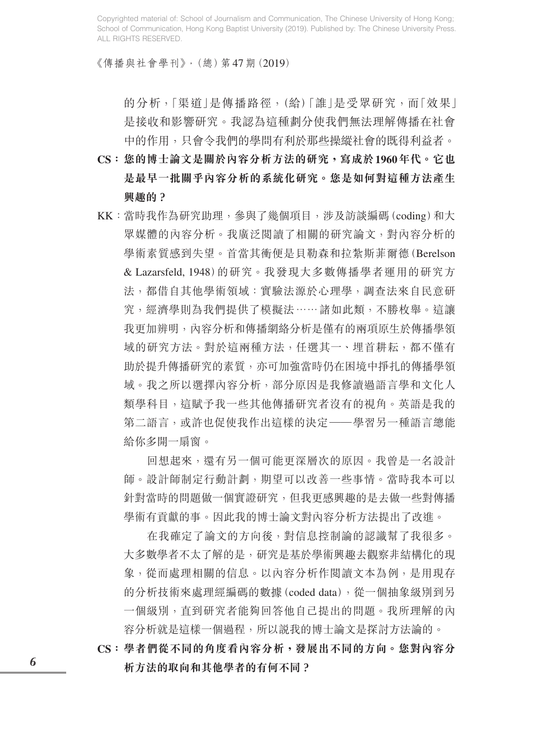的分析，「渠道」是傳播路徑，(給)「誰」是受眾研究，而「效果」是接收和影響研究。我認為這種劃分使我們無法理解傳播在社會中的作用，只會令我們的學問有利於那些操縱社會的既得利益者。

**CS：您的博士論文是關於內容分析方法的研究，寫成於1960年代。它也是最早一批關乎內容分析的系統化研究。您是如何對這種方法產生興趣的？**

KK：當時我作為研究助理，參與了幾個項目，涉及訪談編碼(coding)和大眾媒體的內容分析。我廣泛閱讀了相關的研究論文，對內容分析的學術素質感到失望。首當其衝便是貝勒森和拉紮斯菲爾德(Berelson & Lazarsfeld, 1948)的研究。我發現大多數傳播學者運用的研究方法，都借自其他學術領域：實驗法源於心理學，調查法來自民意研究，經濟學則為我們提供了模擬法……諸如此類，不勝枚舉。這讓我更加辨明，內容分析和傳播網絡分析是僅有的兩項原生於傳播學領域的研究方法。對於這兩種方法，任選其一、埋首耕耘，都不僅有助於提升傳播研究的素質，亦可加強當時仍在困境中掙扎的傳播學領域。我之所以選擇內容分析，部分原因是我修讀過語言學和文化人類學科目，這賦予我一些其他傳播研究者沒有的視角。英語是我的第二語言，或許也促使我作出這樣的決定——學習另一種語言總能給你多開一扇窗。

回想起來，還有另一個可能更深層次的原因。我曾是一名設計師。設計師制定行動計劃，期望可以改善一些事情。當時我本可以針對當時的問題做一個實證研究，但我更感興趣的是去做一些對傳播學術有貢獻的事。因此我的博士論文對內容分析方法提出了改進。

在我確定了論文的方向後，對信息控制論的認識幫了我很多。大多數學者不太了解的是，研究是基於學術興趣去觀察非結構化的現象，從而處理相關的信息。以內容分析作閱讀文本為例，是用現存的分析技術來處理經編碼的數據(coded data)，從一個抽象級別到另一個級別，直到研究者能夠回答他自己提出的問題。我所理解的內容分析就是這樣一個過程，所以說我的博士論文是探討方法論的。

**CS：學者們從不同的角度看內容分析，發展出不同的方向。您對內容分析方法的取向和其他學者的有何不同？**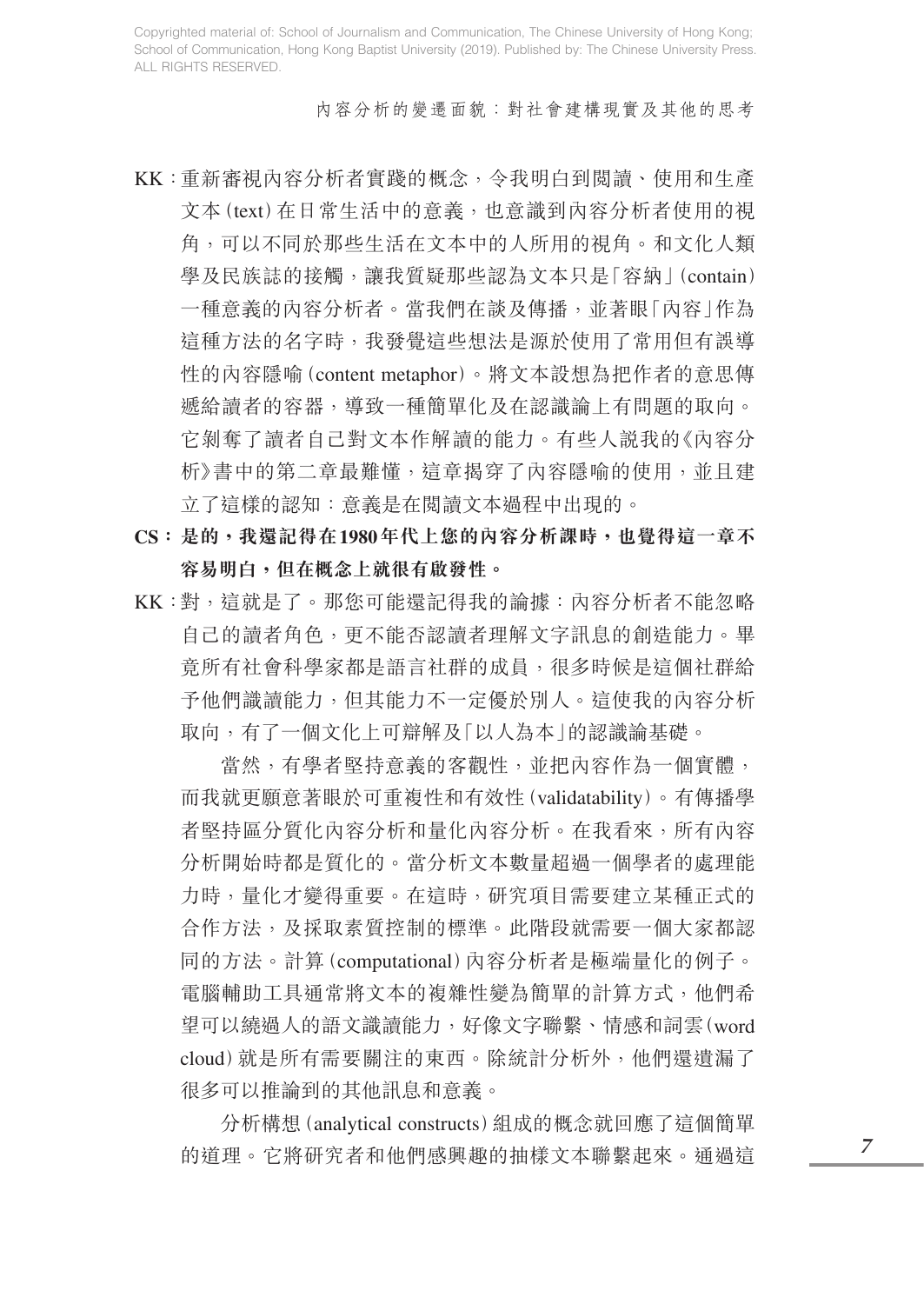KK：重新審視內容分析者實踐的概念，令我明白到閱讀、使用和生產文本（text）在日常生活中的意義，也意識到內容分析者使用的視角，可以不同於那些生活在文本中的人所用的視角。和文化人類學及民族誌的接觸，讓我質疑那些認為文本只是「容納」（contain）一種意義的內容分析者。當我們在談及傳播，並著眼「內容」作為這種方法的名字時，我發覺這些想法是源於使用了常用但有誤導性的內容隱喻（content metaphor）。將文本設想為把作者的意思傳遞給讀者的容器，導致一種簡單化及在認識論上有問題的取向。它剝奪了讀者自己對文本作解讀的能力。有些人說我的《內容分析》書中的第二章最難懂，這章揭穿了內容隱喻的使用，並且建立了這樣的認知：意義是在閱讀文本過程中出現的。

**CS：是的，我還記得在1980年代上您的內容分析課時，也覺得這一章不容易明白，但在概念上就很有啟發性。**

KK：對，這就是了。那您可能還記得我的論據：內容分析者不能忽略自己的讀者角色，更不能否認讀者理解文字訊息的創造能力。畢竟所有社會科學家都是語言社群的成員，很多時候是這個社群給予他們識讀能力，但其能力不一定優於別人。這使我的內容分析取向，有了一個文化上可辯解及「以人為本」的認識論基礎。

當然，有學者堅持意義的客觀性，並把內容作為一個實體，而我就更願意著眼於可重複性和有效性（validatability）。有傳播學者堅持區分質化內容分析和量化內容分析。在我看來，所有內容分析開始時都是質化的。當分析文本數量超過一個學者的處理能力時，量化才變得重要。在這時，研究項目需要建立某種正式的合作方法，及採取素質控制的標準。此階段就需要一個大家都認同的方法。計算（computational）內容分析者是極端量化的例子。電腦輔助工具通常將文本的複雜性變為簡單的計算方式，他們希望可以繞過人的語文識讀能力，好像文字聯繫、情感和詞雲（word cloud）就是所有需要關注的東西。除統計分析外，他們還遺漏了很多可以推論到的其他訊息和意義。

分析構想（analytical constructs）組成的概念就回應了這個簡單的道理。它將研究者和他們感興趣的抽樣文本聯繫起來。通過這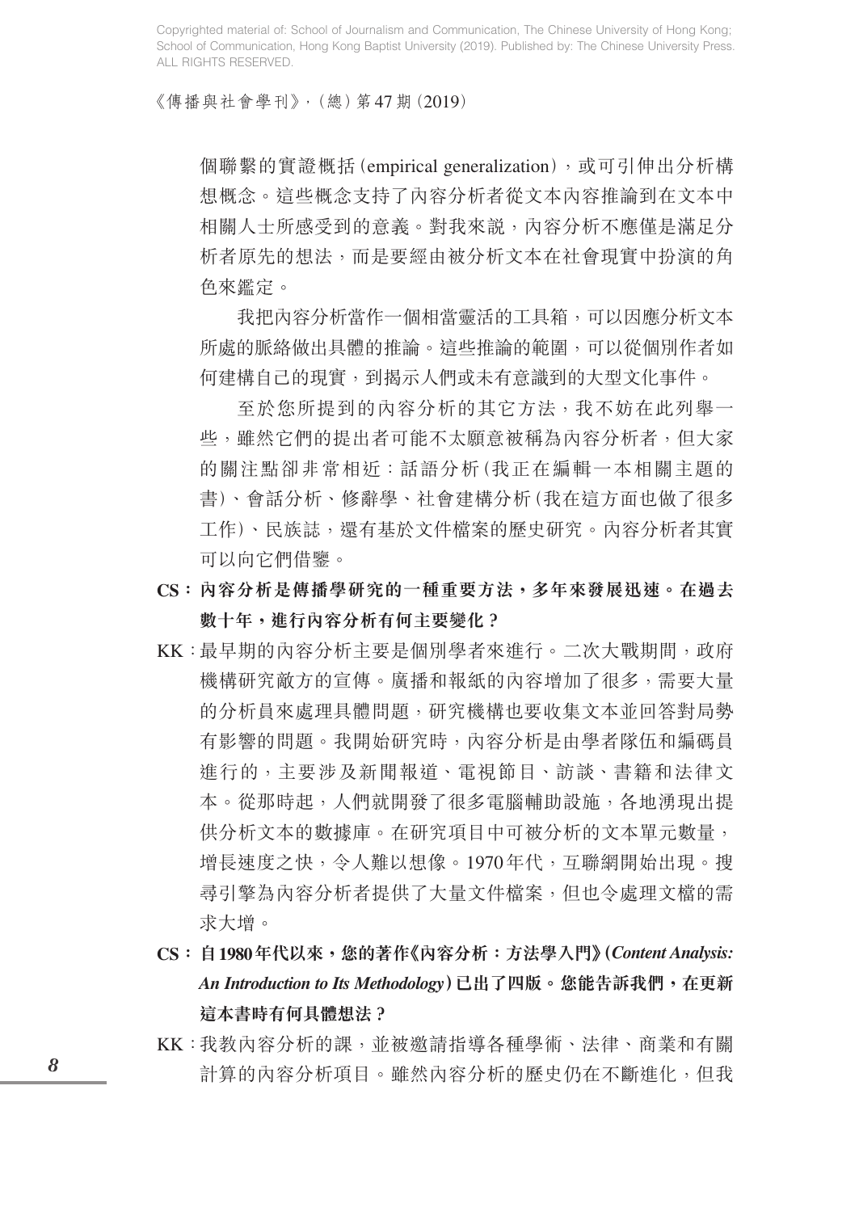個聯繫的實證概括（empirical generalization），或可引伸出分析構想概念。這些概念支持了內容分析者從文本內容推論到在文本中相關人士所感受到的意義。對我來說，內容分析不應僅是滿足分析者原先的想法，而是要經由被分析文本在社會現實中扮演的角色來鑑定。

我把內容分析當作一個相當靈活的工具箱，可以因應分析文本所處的脈絡做出具體的推論。這些推論的範圍，可以從個別作者如何建構自己的現實，到揭示人們或未有意識到的大型文化事件。

至於您所提到的內容分析的其它方法，我不妨在此列舉一些，雖然它們的提出者可能不太願意被稱為內容分析者，但大家的關注點卻非常相近：話語分析（我正在編輯一本相關主題的書）、會話分析、修辭學、社會建構分析（我在這方面也做了很多工作）、民族誌，還有基於文件檔案的歷史研究。內容分析者其實可以向它們借鑒。

**CS：內容分析是傳播學研究的一種重要方法，多年來發展迅速。在過去數十年，進行內容分析有何主要變化？**

KK：最早期的內容分析主要是個別學者來進行。二次大戰期間，政府機構研究敵方的宣傳。廣播和報紙的內容增加了很多，需要大量的分析員來處理具體問題，研究機構也要收集文本並回答對局勢有影響的問題。我開始研究時，內容分析是由學者隊伍和編碼員進行的，主要涉及新聞報道、電視節目、訪談、書籍和法律文本。從那時起，人們就開發了很多電腦輔助設施，各地湧現出提供分析文本的數據庫。在研究項目中可被分析的文本單元數量，增長速度之快，令人難以想像。1970年代，互聯網開始出現。搜尋引擎為內容分析者提供了大量文件檔案，但也令處理文檔的需求大增。

**CS：自1980年代以來，您的著作《內容分析：方法學入門》（*Content Analysis: An Introduction to Its Methodology*）已出了四版。您能告訴我們，在更新這本書時有何具體想法？**

KK：我教內容分析的課，並被邀請指導各種學術、法律、商業和有關計算的內容分析項目。雖然內容分析的歷史仍在不斷進化，但我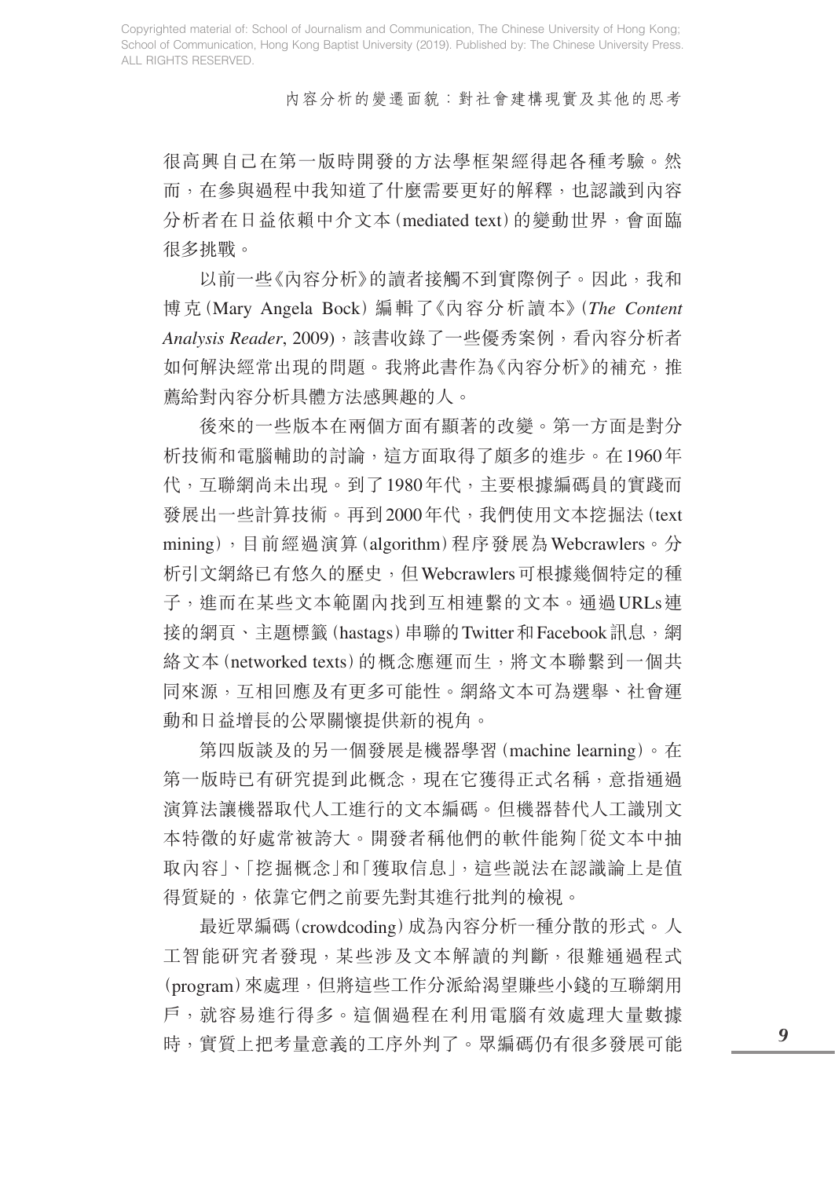很高興自己在第一版時開發的方法學框架經得起各種考驗。然而，在參與過程中我知道了什麼需要更好的解釋，也認識到內容分析者在日益依賴中介文本(mediated text)的變動世界，會面臨很多挑戰。

以前一些《內容分析》的讀者接觸不到實際例子。因此，我和博克(Mary Angela Bock)編輯了《內容分析讀本》(*The Content Analysis Reader*, 2009)，該書收錄了一些優秀案例，看內容分析者如何解決經常出現的問題。我將此書作為《內容分析》的補充，推薦給對內容分析具體方法感興趣的人。

後來的一些版本在兩個方面有顯著的改變。第一方面是對分析技術和電腦輔助的討論，這方面取得了頗多的進步。在1960年代，互聯網尚未出現。到了1980年代，主要根據編碼員的實踐而發展出一些計算技術。再到2000年代，我們使用文本挖掘法(text mining)，目前經過演算(algorithm)程序發展為Webcrawlers。分析引文網絡已有悠久的歷史，但Webcrawlers可根據幾個特定的種子，進而在某些文本範圍內找到互相連繫的文本。通過URLs連接的網頁、主題標籤(hastags)串聯的Twitter和Facebook訊息，網絡文本(networked texts)的概念應運而生，將文本聯繫到一個共同來源，互相回應及有更多可能性。網絡文本可為選舉、社會運動和日益增長的公眾關懷提供新的視角。

第四版談及的另一個發展是機器學習(machine learning)。在第一版時已有研究提到此概念，現在它獲得正式名稱，意指通過演算法讓機器取代人工進行的文本編碼。但機器替代人工識別文本特徵的好處常被誇大。開發者稱他們的軟件能夠「從文本中抽取內容」、「挖掘概念」和「獲取信息」，這些說法在認識論上是值得質疑的，依靠它們之前要先對其進行批判的檢視。

最近眾編碼(crowdcoding)成為內容分析一種分散的形式。人工智能研究者發現，某些涉及文本解讀的判斷，很難通過程式(program)來處理，但將這些工作分派給渴望賺些小錢的互聯網用戶，就容易進行得多。這個過程在利用電腦有效處理大量數據時，實質上把考量意義的工序外判了。眾編碼仍有很多發展可能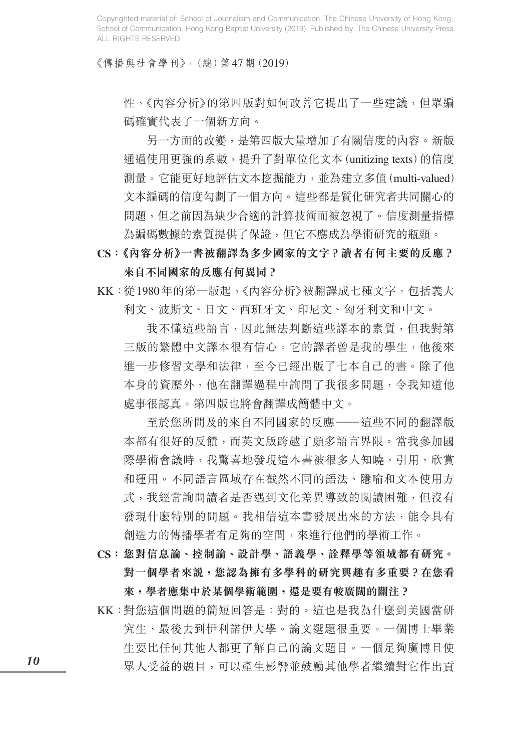性，《內容分析》的第四版對如何改善它提出了一些建議，但眾編碼確實代表了一個新方向。

另一方面的改變，是第四版大量增加了有關信度的內容。新版通過使用更強的系數，提升了對單位化文本（unitizing texts）的信度測量。它能更好地評估文本挖掘能力，並為建立多值（multi-valued）文本編碼的信度勾劃了一個方向。這些都是質化研究者共同關心的問題，但之前因為缺少合適的計算技術而被忽視了。信度測量指標為編碼數據的素質提供了保證，但它不應成為學術研究的瓶頸。

**CS：《內容分析》一書被翻譯為多少國家的文字？讀者有何主要的反應？來自不同國家的反應有何異同？**

KK：從1980年的第一版起，《內容分析》被翻譯成七種文字，包括義大利文、波斯文、日文、西班牙文、印尼文、匈牙利文和中文。

我不懂這些語言，因此無法判斷這些譯本的素質，但我對第三版的繁體中文譯本很有信心。它的譯者曾是我的學生，他後來進一步修習文學和法律，至今已經出版了七本自己的書。除了他本身的資歷外，他在翻譯過程中詢問了我很多問題，令我知道他處事很認真。第四版也將會翻譯成簡體中文。

至於您所問及的來自不同國家的反應——這些不同的翻譯版本都有很好的反饋，而英文版跨越了頗多語言界限。當我參加國際學術會議時，我驚喜地發現這本書被很多人知曉、引用、欣賞和運用。不同語言區域存在截然不同的語法、隱喻和文本使用方式，我經常詢問讀者是否遇到文化差異導致的閱讀困難，但沒有發現什麼特別的問題。我相信這本書發展出來的方法，能令具有創造力的傳播學者有足夠的空間，來進行他們的學術工作。

**CS：您對信息論、控制論、設計學、語義學、詮釋學等領域都有研究。對一個學者來說，您認為擁有多學科的研究興趣有多重要？在您看來，學者應集中於某個學術範圍，還是要有較廣闊的關注？**

KK：對您這個問題的簡短回答是：對的。這也是我為什麼到美國當研究生，最後去到伊利諾伊大學。論文選題很重要。一個博士畢業生要比任何其他人都更了解自己的論文題目。一個足夠廣博且使眾人受益的題目，可以產生影響並鼓勵其他學者繼續對它作出貢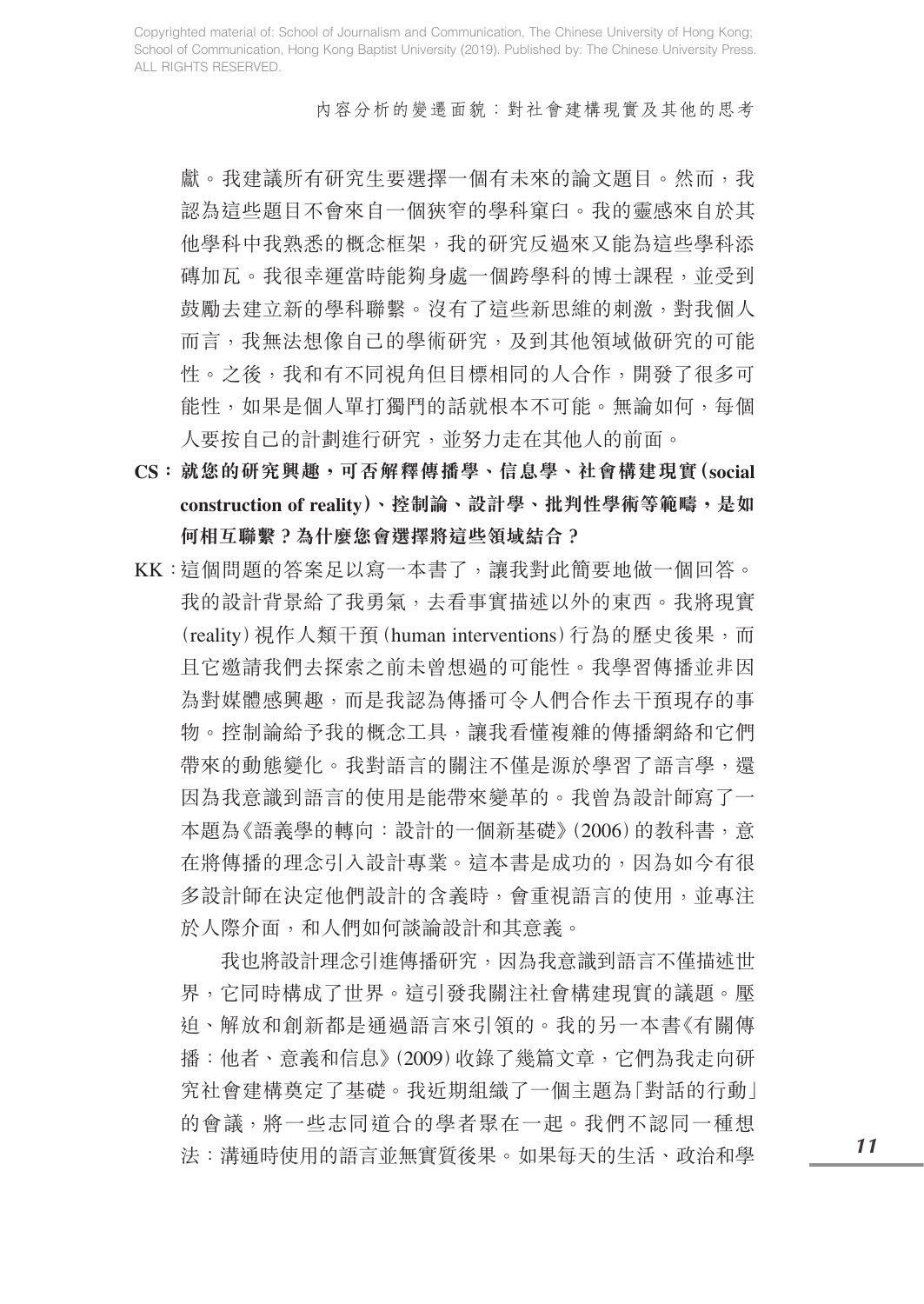獻。我建議所有研究生要選擇一個有未來的論文題目。然而，我認為這些題目不會來自一個狹窄的學科窠臼。我的靈感來自於其他學科中我熟悉的概念框架，我的研究反過來又能為這些學科添磚加瓦。我很幸運當時能夠身處一個跨學科的博士課程，並受到鼓勵去建立新的學科聯繫。沒有了這些新思維的刺激，對我個人而言，我無法想像自己的學術研究，及到其他領域做研究的可能性。之後，我和有不同視角但目標相同的人合作，開發了很多可能性，如果是個人單打獨鬥的話就根本不可能。無論如何，每個人要按自己的計劃進行研究，並努力走在其他人的前面。

**CS：就您的研究興趣，可否解釋傳播學、信息學、社會構建現實（social construction of reality）、控制論、設計學、批判性學術等範疇，是如何相互聯繫？為什麼您會選擇將這些領域結合？**

KK：這個問題的答案足以寫一本書了，讓我對此簡要地做一個回答。我的設計背景給了我勇氣，去看事實描述以外的東西。我將現實（reality）視作人類干預（human interventions）行為的歷史後果，而且它邀請我們去探索之前未曾想過的可能性。我學習傳播並非因為對媒體感興趣，而是我認為傳播可令人們合作去干預現存的事物。控制論給予我的概念工具，讓我看懂複雜的傳播網絡和它們帶來的動態變化。我對語言的關注不僅是源於學習了語言學，還因為我意識到語言的使用是能帶來變革的。我曾為設計師寫了一本題為《語義學的轉向：設計的一個新基礎》（2006）的教科書，意在將傳播的理念引入設計專業。這本書是成功的，因為如今有很多設計師在決定他們設計的含義時，會重視語言的使用，並專注於人際介面，和人們如何談論設計和其意義。

我也將設計理念引進傳播研究，因為我意識到語言不僅描述世界，它同時構成了世界。這引發我關注社會構建現實的議題。壓迫、解放和創新都是通過語言來引領的。我的另一本書《有關傳播：他者、意義和信息》（2009）收錄了幾篇文章，它們為我走向研究社會構建奠定了基礎。我近期組織了一個主題為「對話的行動」的會議，將一些志同道合的學者聚在一起。我們不認同一種想法：溝通時使用的語言並無實質後果。如果每天的生活、政治和學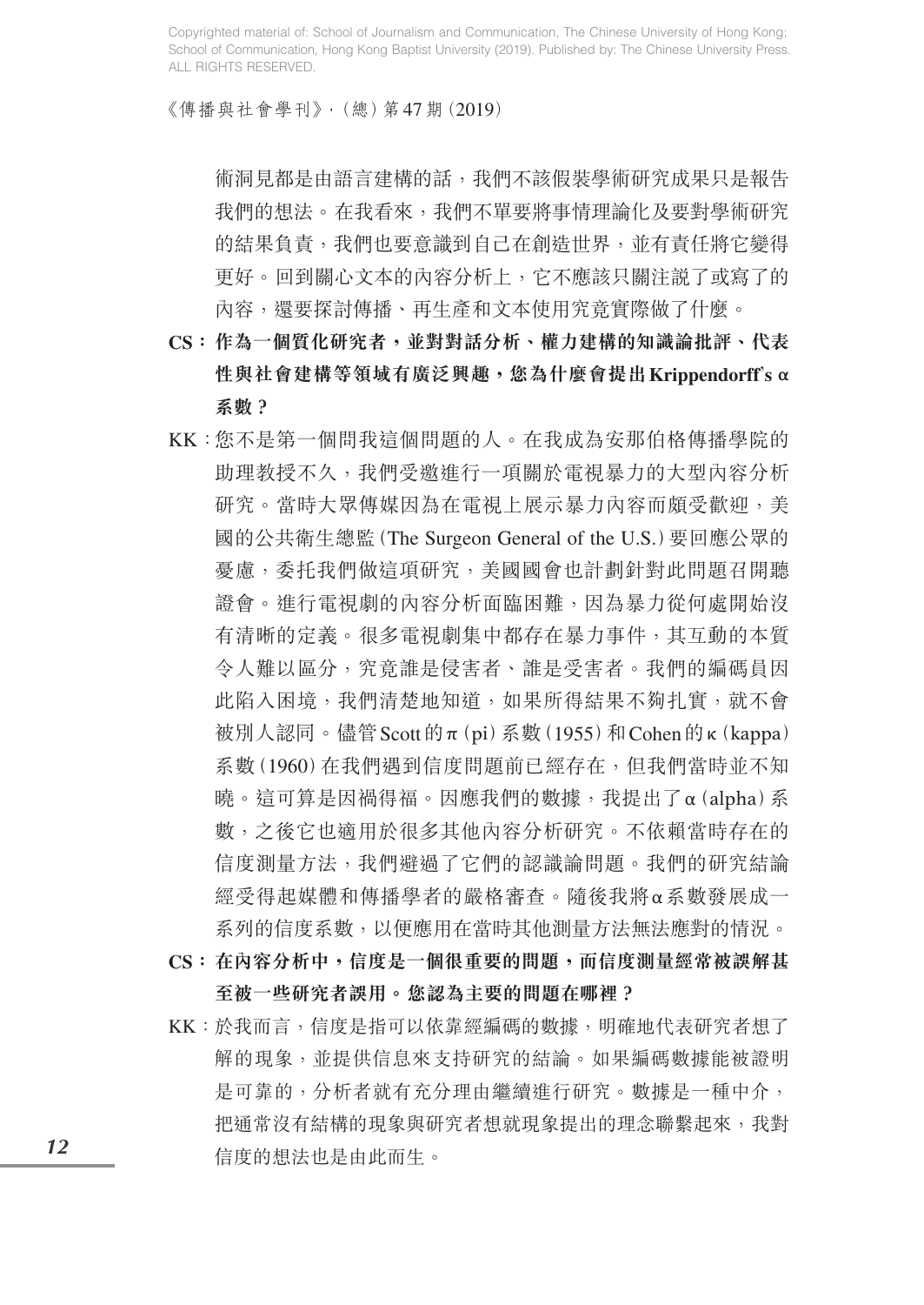術洞見都是由語言建構的話，我們不該假裝學術研究成果只是報告我們的想法。在我看來，我們不單要將事情理論化及要對學術研究的結果負責，我們也要意識到自己在創造世界，並有責任將它變得更好。回到關心文本的內容分析上，它不應該只關注說了或寫了的內容，還要探討傳播、再生產和文本使用究竟實際做了什麼。

**CS：作為一個質化研究者，並對對話分析、權力建構的知識論批評、代表性與社會建構等領域有廣泛興趣，您為什麼會提出Krippendorff's α系數？**

KK：您不是第一個問我這個問題的人。在我成為安那伯格傳播學院的助理教授不久，我們受邀進行一項關於電視暴力的大型內容分析研究。當時大眾傳媒因為在電視上展示暴力內容而頗受歡迎，美國的公共衛生總監（The Surgeon General of the U.S.）要回應公眾的憂慮，委托我們做這項研究，美國國會也計劃針對此問題召開聽證會。進行電視劇的內容分析面臨困難，因為暴力從何處開始沒有清晰的定義。很多電視劇集中都存在暴力事件，其互動的本質令人難以區分，究竟誰是侵害者、誰是受害者。我們的編碼員因此陷入困境，我們清楚地知道，如果所得結果不夠扎實，就不會被別人認同。儘管Scott的π（pi）系數（1955）和Cohen的κ（kappa）系數（1960）在我們遇到信度問題前已經存在，但我們當時並不知曉。這可算是因禍得福。因應我們的數據，我提出了α（alpha）系數，之後它也適用於很多其他內容分析研究。不依賴當時存在的信度測量方法，我們避過了它們的認識論問題。我們的研究結論經受得起媒體和傳播學者的嚴格審查。隨後我將α系數發展成一系列的信度系數，以便應用在當時其他測量方法無法應對的情況。

**CS：在內容分析中，信度是一個很重要的問題，而信度測量經常被誤解甚至被一些研究者誤用。您認為主要的問題在哪裡？**

KK：於我而言，信度是指可以依靠經編碼的數據，明確地代表研究者想了解的現象，並提供信息來支持研究的結論。如果編碼數據能被證明是可靠的，分析者就有充分理由繼續進行研究。數據是一種中介，把通常沒有結構的現象與研究者想就現象提出的理念聯繫起來，我對信度的想法也是由此而生。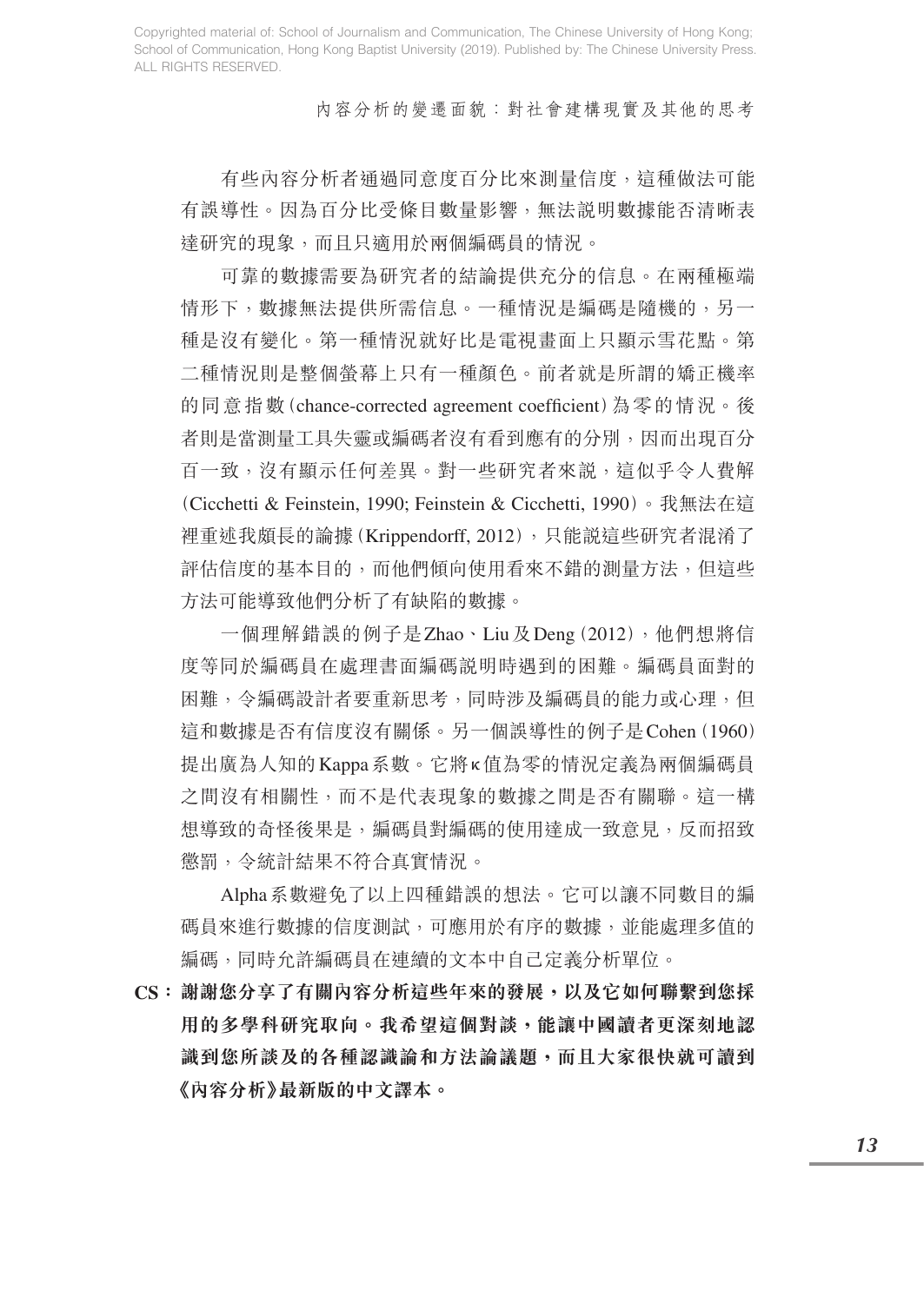有些內容分析者通過同意度百分比來測量信度，這種做法可能有誤導性。因為百分比受條目數量影響，無法說明數據能否清晰表達研究的現象，而且只適用於兩個編碼員的情況。

可靠的數據需要為研究者的結論提供充分的信息。在兩種極端情形下，數據無法提供所需信息。一種情況是編碼是隨機的，另一種是沒有變化。第一種情況就好比是電視畫面上只顯示雪花點。第二種情況則是整個螢幕上只有一種顏色。前者就是所謂的矯正機率的同意指數（chance-corrected agreement coefficient）為零的情況。後者則是當測量工具失靈或編碼者沒有看到應有的分別，因而出現百分百一致，沒有顯示任何差異。對一些研究者來說，這似乎令人費解（Cicchetti & Feinstein, 1990; Feinstein & Cicchetti, 1990）。我無法在這裡重述我頗長的論據（Krippendorff, 2012），只能說這些研究者混淆了評估信度的基本目的，而他們傾向使用看來不錯的測量方法，但這些方法可能導致他們分析了有缺陷的數據。

一個理解錯誤的例子是Zhao、Liu及Deng（2012），他們想將信度等同於編碼員在處理書面編碼說明時遇到的困難。編碼員面對的困難，令編碼設計者要重新思考，同時涉及編碼員的能力或心理，但這和數據是否有信度沒有關係。另一個誤導性的例子是Cohen（1960）提出廣為人知的Kappa系數。它將κ值為零的情況定義為兩個編碼員之間沒有相關性，而不是代表現象的數據之間是否有關聯。這一構想導致的奇怪後果是，編碼員對編碼的使用達成一致意見，反而招致懲罰，令統計結果不符合真實情況。

Alpha系數避免了以上四種錯誤的想法。它可以讓不同數目的編碼員來進行數據的信度測試，可應用於有序的數據，並能處理多值的編碼，同時允許編碼員在連續的文本中自己定義分析單位。

**CS：謝謝您分享了有關內容分析這些年來的發展，以及它如何聯繫到您採用的多學科研究取向。我希望這個對談，能讓中國讀者更深刻地認識到您所談及的各種認識論和方法論議題，而且大家很快就可讀到《內容分析》最新版的中文譯本。**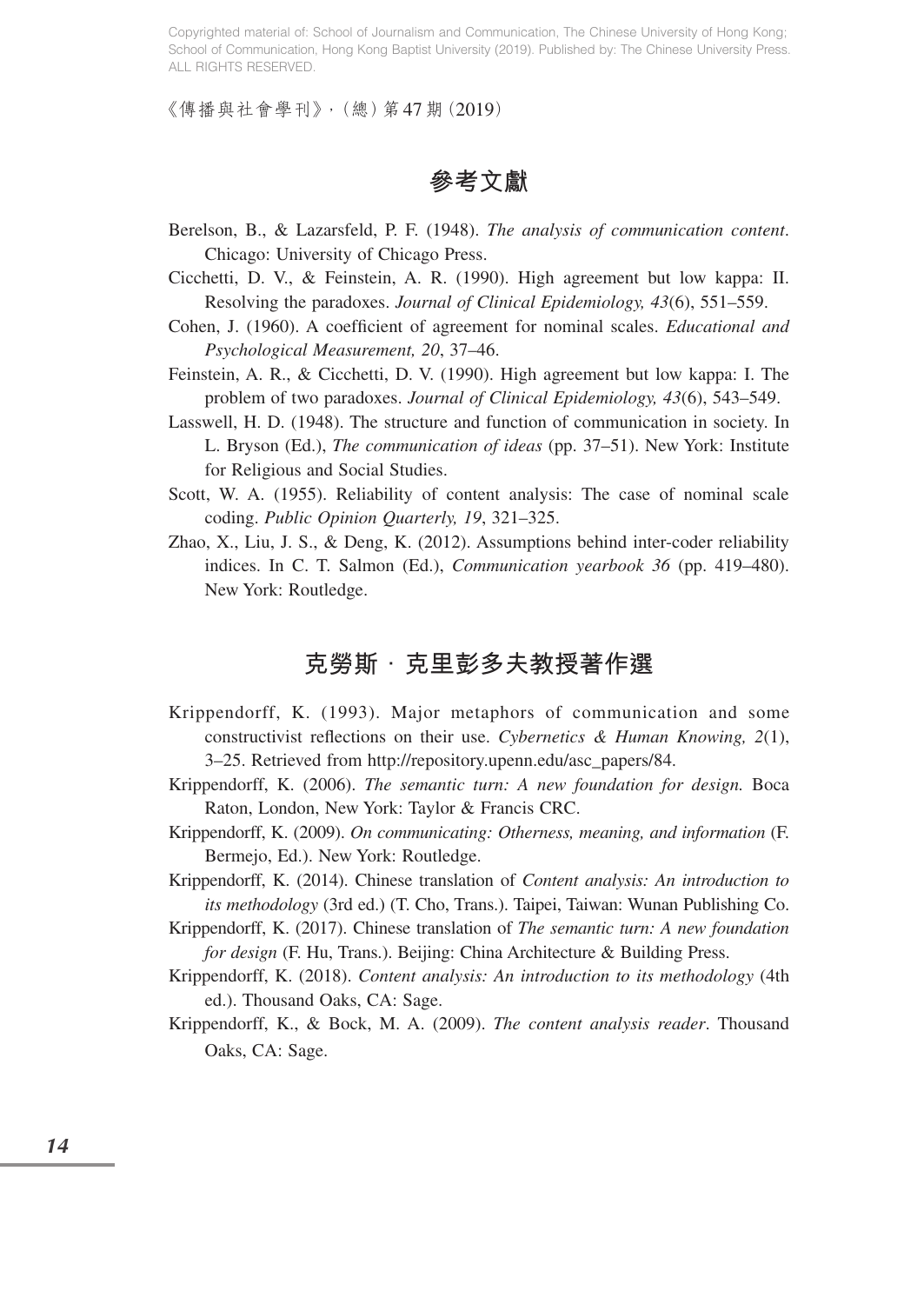## 參考文獻

Berelson, B., & Lazarsfeld, P. F. (1948). *The analysis of communication content*. Chicago: University of Chicago Press.

Cicchetti, D. V., & Feinstein, A. R. (1990). High agreement but low kappa: II. Resolving the paradoxes. *Journal of Clinical Epidemiology, 43*(6), 551–559.

Cohen, J. (1960). A coefficient of agreement for nominal scales. *Educational and Psychological Measurement, 20*, 37–46.

Feinstein, A. R., & Cicchetti, D. V. (1990). High agreement but low kappa: I. The problem of two paradoxes. *Journal of Clinical Epidemiology, 43*(6), 543–549.

Lasswell, H. D. (1948). The structure and function of communication in society. In L. Bryson (Ed.), *The communication of ideas* (pp. 37–51). New York: Institute for Religious and Social Studies.

Scott, W. A. (1955). Reliability of content analysis: The case of nominal scale coding. *Public Opinion Quarterly, 19*, 321–325.

Zhao, X., Liu, J. S., & Deng, K. (2012). Assumptions behind inter-coder reliability indices. In C. T. Salmon (Ed.), *Communication yearbook 36* (pp. 419–480). New York: Routledge.

## 克勞斯．克里彭多夫教授著作選

Krippendorff, K. (1993). Major metaphors of communication and some constructivist reflections on their use. *Cybernetics & Human Knowing, 2*(1), 3–25. Retrieved from http://repository.upenn.edu/asc_papers/84.

Krippendorff, K. (2006). *The semantic turn: A new foundation for design.* Boca Raton, London, New York: Taylor & Francis CRC.

Krippendorff, K. (2009). *On communicating: Otherness, meaning, and information* (F. Bermejo, Ed.). New York: Routledge.

Krippendorff, K. (2014). Chinese translation of *Content analysis: An introduction to its methodology* (3rd ed.) (T. Cho, Trans.). Taipei, Taiwan: Wunan Publishing Co.

Krippendorff, K. (2017). Chinese translation of *The semantic turn: A new foundation for design* (F. Hu, Trans.). Beijing: China Architecture & Building Press.

Krippendorff, K. (2018). *Content analysis: An introduction to its methodology* (4th ed.). Thousand Oaks, CA: Sage.

Krippendorff, K., & Bock, M. A. (2009). *The content analysis reader*. Thousand Oaks, CA: Sage.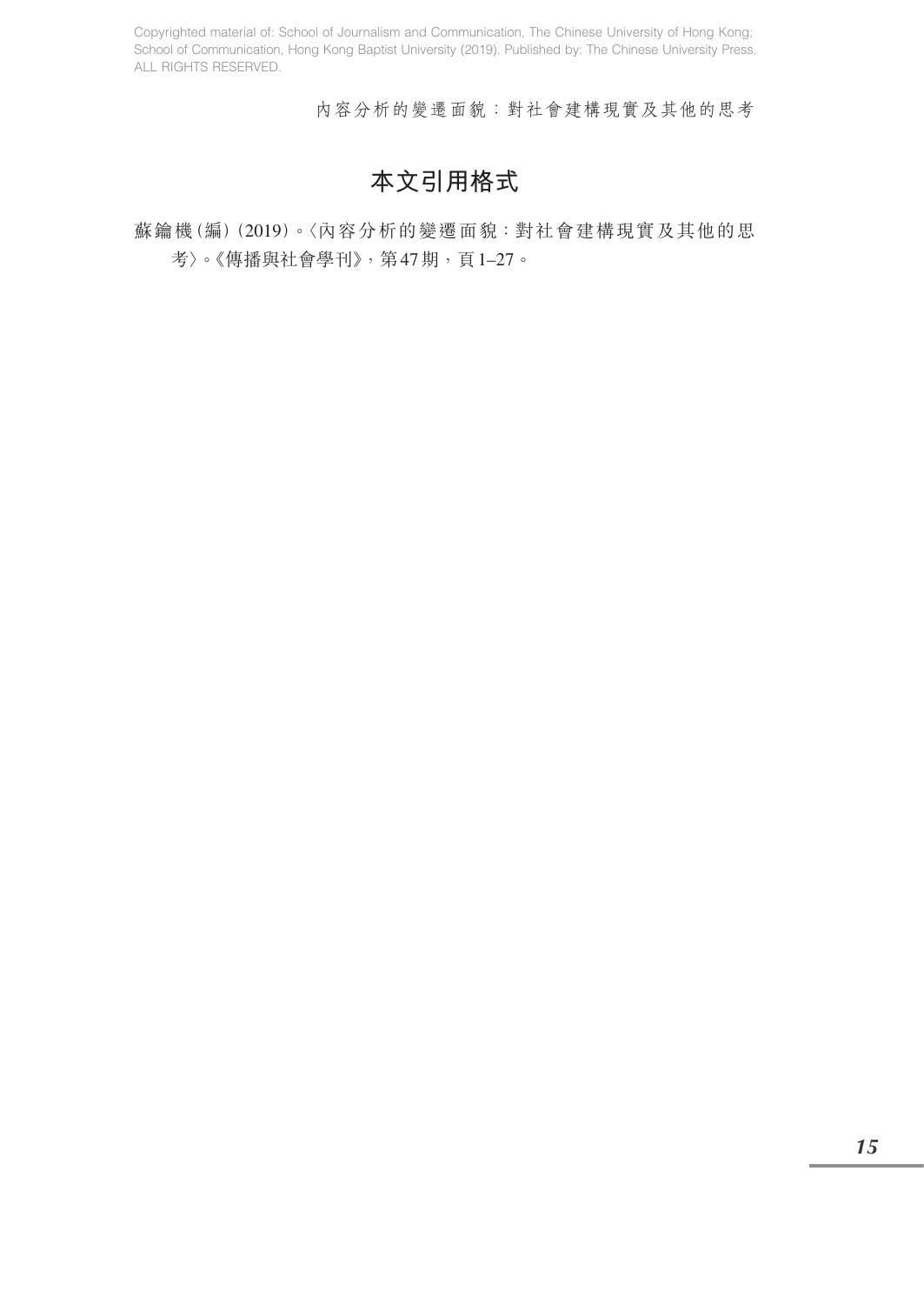## 本文引用格式

蘇鑰機（編）（2019）。〈內容分析的變遷面貌：對社會建構現實及其他的思考〉。《傳播與社會學刊》，第47期，頁1–27。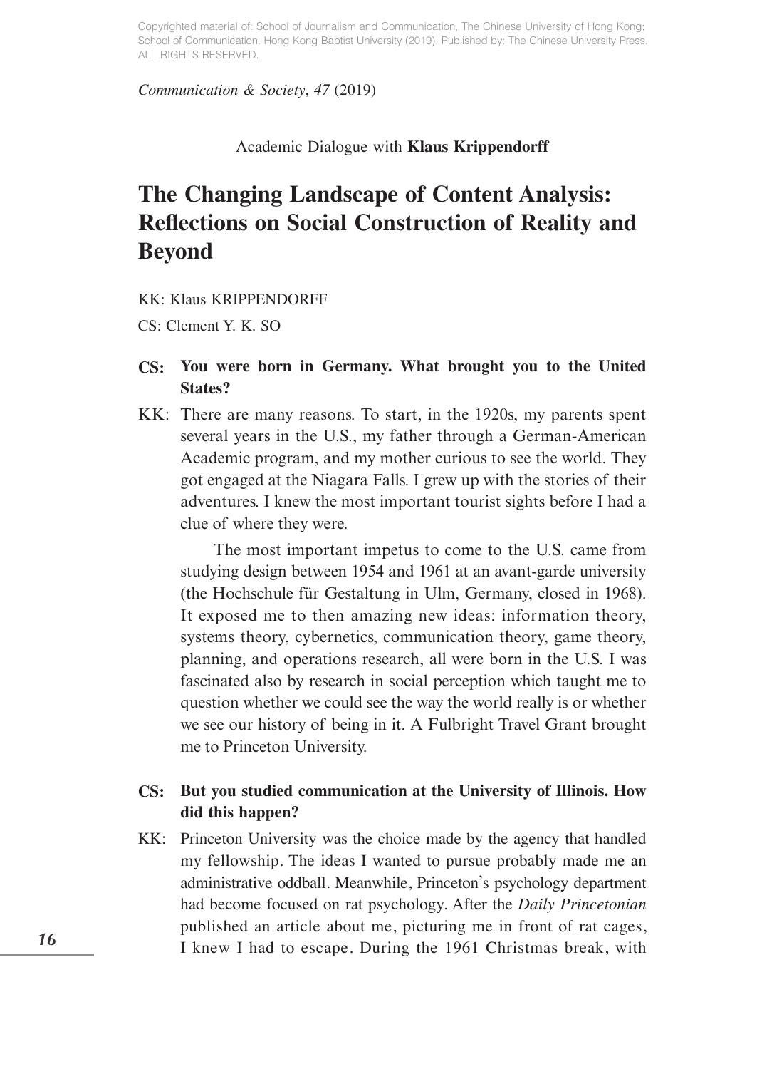Academic Dialogue with **Klaus Krippendorff**

# The Changing Landscape of Content Analysis: Reflections on Social Construction of Reality and Beyond

KK: Klaus KRIPPENDORFF

CS: Clement Y. K. SO

**CS: You were born in Germany. What brought you to the United States?**

KK: There are many reasons. To start, in the 1920s, my parents spent several years in the U.S., my father through a German-American Academic program, and my mother curious to see the world. They got engaged at the Niagara Falls. I grew up with the stories of their adventures. I knew the most important tourist sights before I had a clue of where they were.

The most important impetus to come to the U.S. came from studying design between 1954 and 1961 at an avant-garde university (the Hochschule für Gestaltung in Ulm, Germany, closed in 1968). It exposed me to then amazing new ideas: information theory, systems theory, cybernetics, communication theory, game theory, planning, and operations research, all were born in the U.S. I was fascinated also by research in social perception which taught me to question whether we could see the way the world really is or whether we see our history of being in it. A Fulbright Travel Grant brought me to Princeton University.

**CS: But you studied communication at the University of Illinois. How did this happen?**

KK: Princeton University was the choice made by the agency that handled my fellowship. The ideas I wanted to pursue probably made me an administrative oddball. Meanwhile, Princeton's psychology department had become focused on rat psychology. After the *Daily Princetonian* published an article about me, picturing me in front of rat cages, I knew I had to escape. During the 1961 Christmas break, with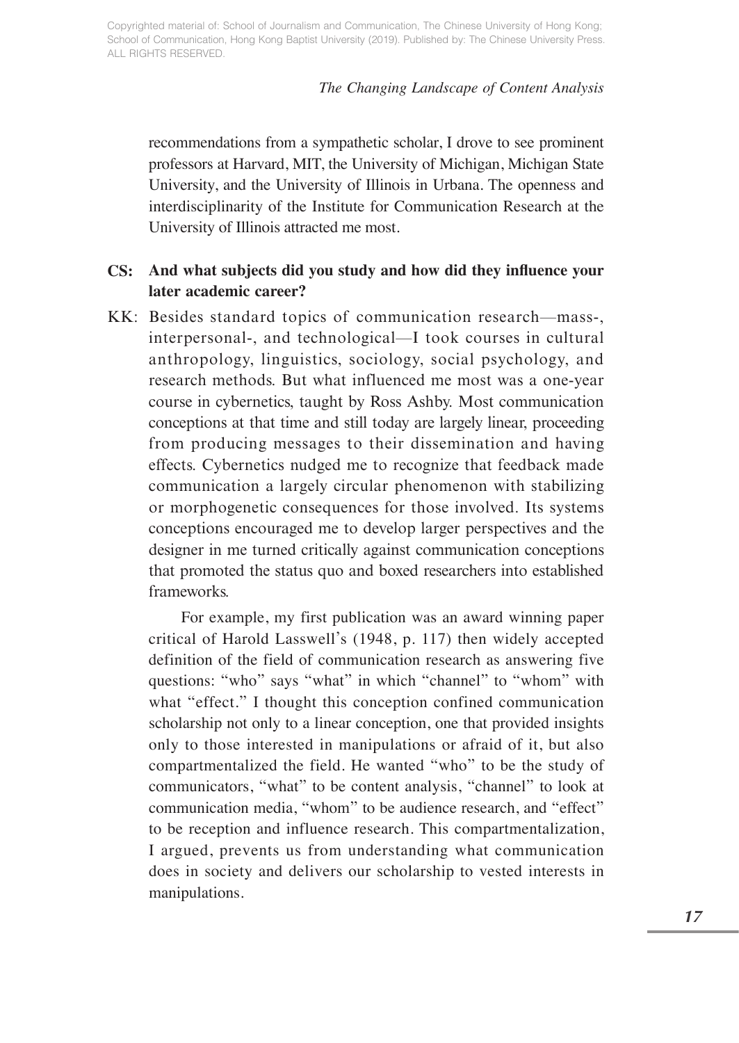recommendations from a sympathetic scholar, I drove to see prominent professors at Harvard, MIT, the University of Michigan, Michigan State University, and the University of Illinois in Urbana. The openness and interdisciplinarity of the Institute for Communication Research at the University of Illinois attracted me most.

**CS: And what subjects did you study and how did they influence your later academic career?**

KK: Besides standard topics of communication research—mass-, interpersonal-, and technological—I took courses in cultural anthropology, linguistics, sociology, social psychology, and research methods. But what influenced me most was a one-year course in cybernetics, taught by Ross Ashby. Most communication conceptions at that time and still today are largely linear, proceeding from producing messages to their dissemination and having effects. Cybernetics nudged me to recognize that feedback made communication a largely circular phenomenon with stabilizing or morphogenetic consequences for those involved. Its systems conceptions encouraged me to develop larger perspectives and the designer in me turned critically against communication conceptions that promoted the status quo and boxed researchers into established frameworks.

For example, my first publication was an award winning paper critical of Harold Lasswell's (1948, p. 117) then widely accepted definition of the field of communication research as answering five questions: "who" says "what" in which "channel" to "whom" with what "effect." I thought this conception confined communication scholarship not only to a linear conception, one that provided insights only to those interested in manipulations or afraid of it, but also compartmentalized the field. He wanted "who" to be the study of communicators, "what" to be content analysis, "channel" to look at communication media, "whom" to be audience research, and "effect" to be reception and influence research. This compartmentalization, I argued, prevents us from understanding what communication does in society and delivers our scholarship to vested interests in manipulations.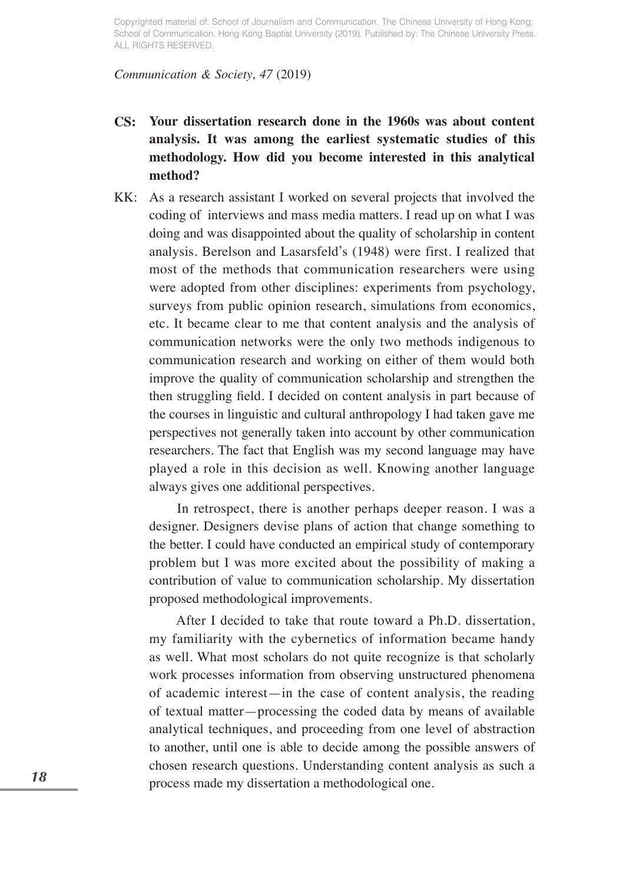**CS: Your dissertation research done in the 1960s was about content analysis. It was among the earliest systematic studies of this methodology. How did you become interested in this analytical method?**

KK: As a research assistant I worked on several projects that involved the coding of interviews and mass media matters. I read up on what I was doing and was disappointed about the quality of scholarship in content analysis. Berelson and Lasarsfeld's (1948) were first. I realized that most of the methods that communication researchers were using were adopted from other disciplines: experiments from psychology, surveys from public opinion research, simulations from economics, etc. It became clear to me that content analysis and the analysis of communication networks were the only two methods indigenous to communication research and working on either of them would both improve the quality of communication scholarship and strengthen the then struggling field. I decided on content analysis in part because of the courses in linguistic and cultural anthropology I had taken gave me perspectives not generally taken into account by other communication researchers. The fact that English was my second language may have played a role in this decision as well. Knowing another language always gives one additional perspectives.

In retrospect, there is another perhaps deeper reason. I was a designer. Designers devise plans of action that change something to the better. I could have conducted an empirical study of contemporary problem but I was more excited about the possibility of making a contribution of value to communication scholarship. My dissertation proposed methodological improvements.

After I decided to take that route toward a Ph.D. dissertation, my familiarity with the cybernetics of information became handy as well. What most scholars do not quite recognize is that scholarly work processes information from observing unstructured phenomena of academic interest—in the case of content analysis, the reading of textual matter—processing the coded data by means of available analytical techniques, and proceeding from one level of abstraction to another, until one is able to decide among the possible answers of chosen research questions. Understanding content analysis as such a process made my dissertation a methodological one.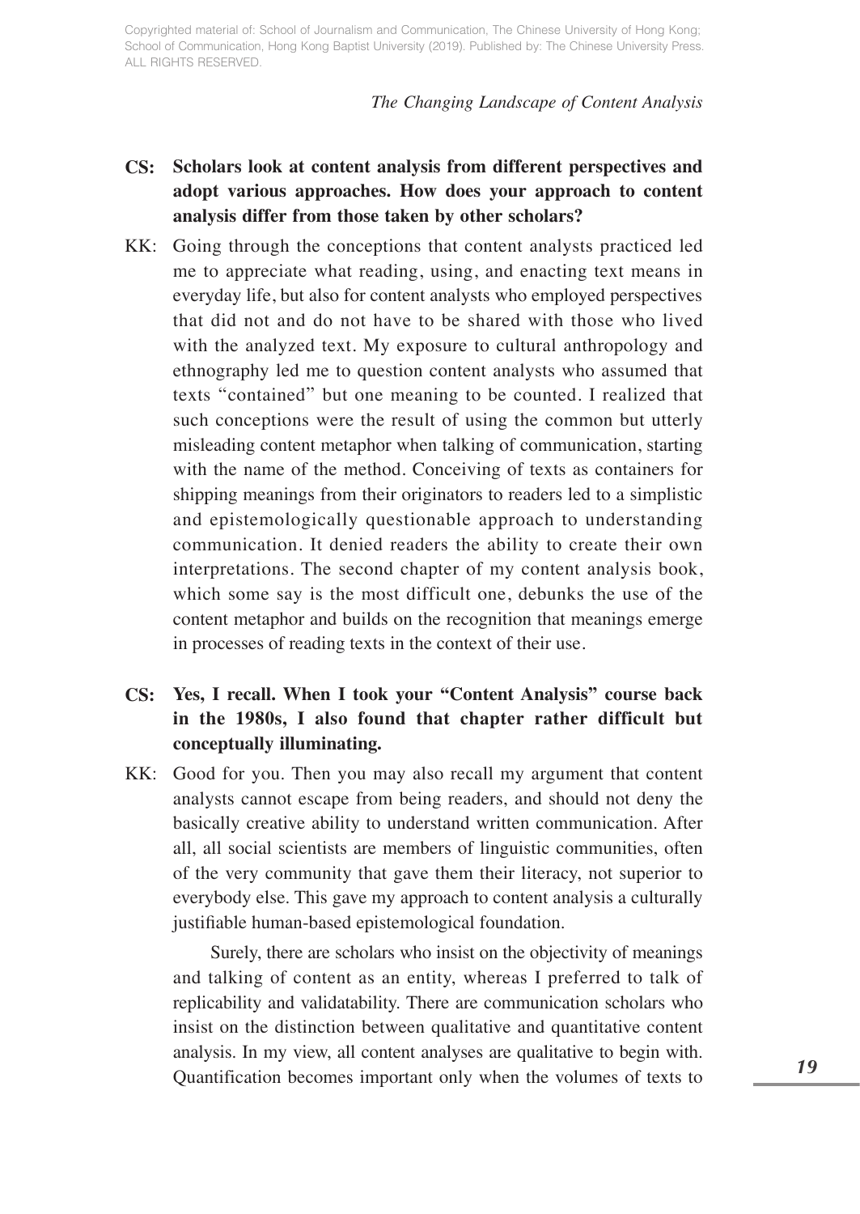**CS: Scholars look at content analysis from different perspectives and adopt various approaches. How does your approach to content analysis differ from those taken by other scholars?**

KK: Going through the conceptions that content analysts practiced led me to appreciate what reading, using, and enacting text means in everyday life, but also for content analysts who employed perspectives that did not and do not have to be shared with those who lived with the analyzed text. My exposure to cultural anthropology and ethnography led me to question content analysts who assumed that texts "contained" but one meaning to be counted. I realized that such conceptions were the result of using the common but utterly misleading content metaphor when talking of communication, starting with the name of the method. Conceiving of texts as containers for shipping meanings from their originators to readers led to a simplistic and epistemologically questionable approach to understanding communication. It denied readers the ability to create their own interpretations. The second chapter of my content analysis book, which some say is the most difficult one, debunks the use of the content metaphor and builds on the recognition that meanings emerge in processes of reading texts in the context of their use.

**CS: Yes, I recall. When I took your "Content Analysis" course back in the 1980s, I also found that chapter rather difficult but conceptually illuminating.**

KK: Good for you. Then you may also recall my argument that content analysts cannot escape from being readers, and should not deny the basically creative ability to understand written communication. After all, all social scientists are members of linguistic communities, often of the very community that gave them their literacy, not superior to everybody else. This gave my approach to content analysis a culturally justifiable human-based epistemological foundation.

Surely, there are scholars who insist on the objectivity of meanings and talking of content as an entity, whereas I preferred to talk of replicability and validatability. There are communication scholars who insist on the distinction between qualitative and quantitative content analysis. In my view, all content analyses are qualitative to begin with. Quantification becomes important only when the volumes of texts to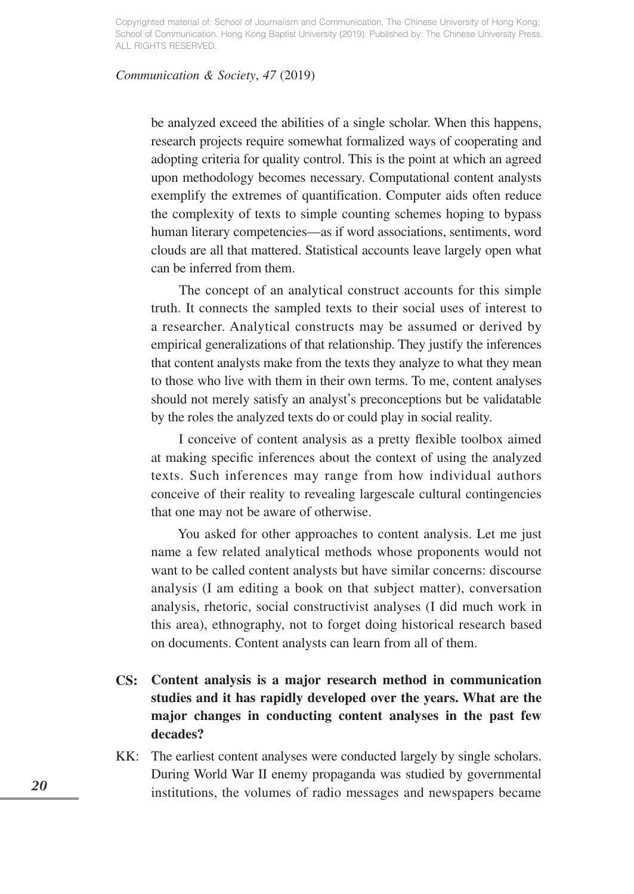be analyzed exceed the abilities of a single scholar. When this happens, research projects require somewhat formalized ways of cooperating and adopting criteria for quality control. This is the point at which an agreed upon methodology becomes necessary. Computational content analysts exemplify the extremes of quantification. Computer aids often reduce the complexity of texts to simple counting schemes hoping to bypass human literary competencies—as if word associations, sentiments, word clouds are all that mattered. Statistical accounts leave largely open what can be inferred from them.

The concept of an analytical construct accounts for this simple truth. It connects the sampled texts to their social uses of interest to a researcher. Analytical constructs may be assumed or derived by empirical generalizations of that relationship. They justify the inferences that content analysts make from the texts they analyze to what they mean to those who live with them in their own terms. To me, content analyses should not merely satisfy an analyst's preconceptions but be validatable by the roles the analyzed texts do or could play in social reality.

I conceive of content analysis as a pretty flexible toolbox aimed at making specific inferences about the context of using the analyzed texts. Such inferences may range from how individual authors conceive of their reality to revealing largescale cultural contingencies that one may not be aware of otherwise.

You asked for other approaches to content analysis. Let me just name a few related analytical methods whose proponents would not want to be called content analysts but have similar concerns: discourse analysis (I am editing a book on that subject matter), conversation analysis, rhetoric, social constructivist analyses (I did much work in this area), ethnography, not to forget doing historical research based on documents. Content analysts can learn from all of them.

**CS: Content analysis is a major research method in communication studies and it has rapidly developed over the years. What are the major changes in conducting content analyses in the past few decades?**

KK: The earliest content analyses were conducted largely by single scholars. During World War II enemy propaganda was studied by governmental institutions, the volumes of radio messages and newspapers became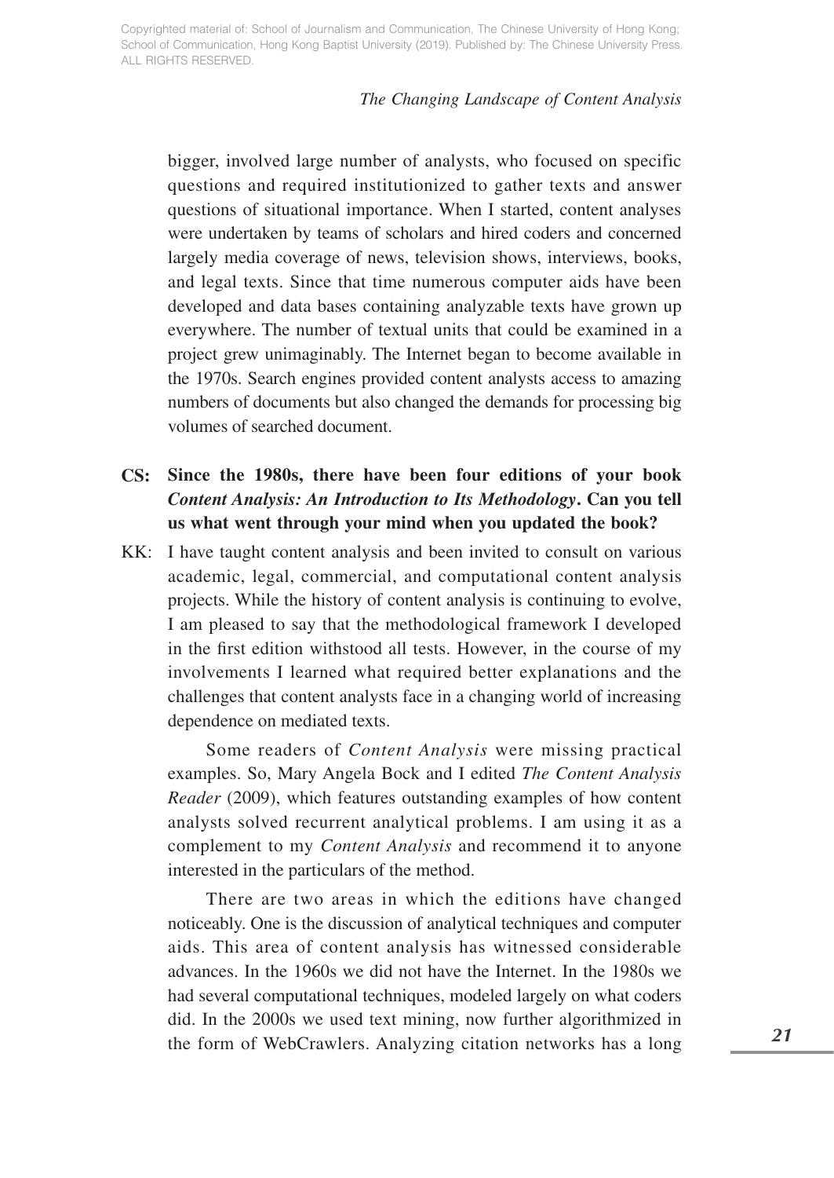bigger, involved large number of analysts, who focused on specific questions and required institutionized to gather texts and answer questions of situational importance. When I started, content analyses were undertaken by teams of scholars and hired coders and concerned largely media coverage of news, television shows, interviews, books, and legal texts. Since that time numerous computer aids have been developed and data bases containing analyzable texts have grown up everywhere. The number of textual units that could be examined in a project grew unimaginably. The Internet began to become available in the 1970s. Search engines provided content analysts access to amazing numbers of documents but also changed the demands for processing big volumes of searched document.

**CS: Since the 1980s, there have been four editions of your book *Content Analysis: An Introduction to Its Methodology*. Can you tell us what went through your mind when you updated the book?**

KK: I have taught content analysis and been invited to consult on various academic, legal, commercial, and computational content analysis projects. While the history of content analysis is continuing to evolve, I am pleased to say that the methodological framework I developed in the first edition withstood all tests. However, in the course of my involvements I learned what required better explanations and the challenges that content analysts face in a changing world of increasing dependence on mediated texts.

Some readers of *Content Analysis* were missing practical examples. So, Mary Angela Bock and I edited *The Content Analysis Reader* (2009), which features outstanding examples of how content analysts solved recurrent analytical problems. I am using it as a complement to my *Content Analysis* and recommend it to anyone interested in the particulars of the method.

There are two areas in which the editions have changed noticeably. One is the discussion of analytical techniques and computer aids. This area of content analysis has witnessed considerable advances. In the 1960s we did not have the Internet. In the 1980s we had several computational techniques, modeled largely on what coders did. In the 2000s we used text mining, now further algorithmized in the form of WebCrawlers. Analyzing citation networks has a long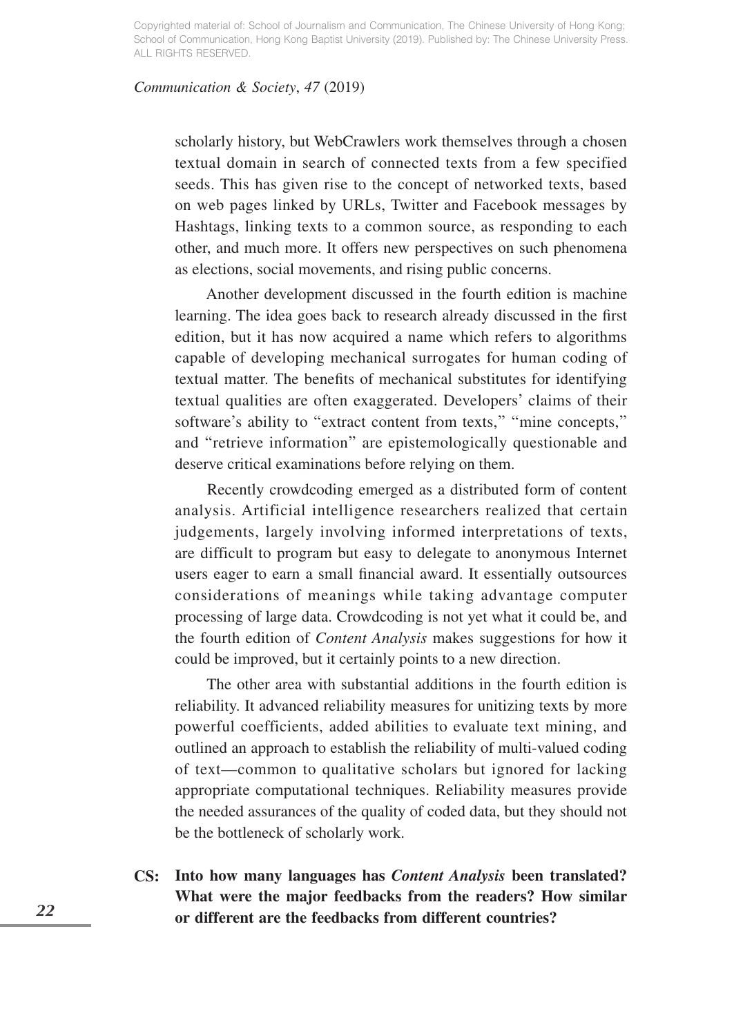scholarly history, but WebCrawlers work themselves through a chosen textual domain in search of connected texts from a few specified seeds. This has given rise to the concept of networked texts, based on web pages linked by URLs, Twitter and Facebook messages by Hashtags, linking texts to a common source, as responding to each other, and much more. It offers new perspectives on such phenomena as elections, social movements, and rising public concerns.

Another development discussed in the fourth edition is machine learning. The idea goes back to research already discussed in the first edition, but it has now acquired a name which refers to algorithms capable of developing mechanical surrogates for human coding of textual matter. The benefits of mechanical substitutes for identifying textual qualities are often exaggerated. Developers' claims of their software's ability to "extract content from texts," "mine concepts," and "retrieve information" are epistemologically questionable and deserve critical examinations before relying on them.

Recently crowdcoding emerged as a distributed form of content analysis. Artificial intelligence researchers realized that certain judgements, largely involving informed interpretations of texts, are difficult to program but easy to delegate to anonymous Internet users eager to earn a small financial award. It essentially outsources considerations of meanings while taking advantage computer processing of large data. Crowdcoding is not yet what it could be, and the fourth edition of *Content Analysis* makes suggestions for how it could be improved, but it certainly points to a new direction.

The other area with substantial additions in the fourth edition is reliability. It advanced reliability measures for unitizing texts by more powerful coefficients, added abilities to evaluate text mining, and outlined an approach to establish the reliability of multi-valued coding of text—common to qualitative scholars but ignored for lacking appropriate computational techniques. Reliability measures provide the needed assurances of the quality of coded data, but they should not be the bottleneck of scholarly work.

**CS: Into how many languages has *Content Analysis* been translated? What were the major feedbacks from the readers? How similar or different are the feedbacks from different countries?**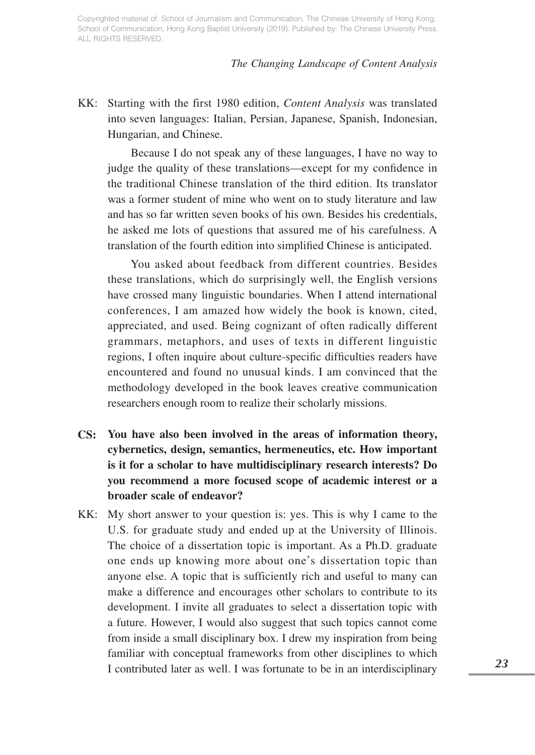KK: Starting with the first 1980 edition, *Content Analysis* was translated into seven languages: Italian, Persian, Japanese, Spanish, Indonesian, Hungarian, and Chinese.

Because I do not speak any of these languages, I have no way to judge the quality of these translations—except for my confidence in the traditional Chinese translation of the third edition. Its translator was a former student of mine who went on to study literature and law and has so far written seven books of his own. Besides his credentials, he asked me lots of questions that assured me of his carefulness. A translation of the fourth edition into simplified Chinese is anticipated.

You asked about feedback from different countries. Besides these translations, which do surprisingly well, the English versions have crossed many linguistic boundaries. When I attend international conferences, I am amazed how widely the book is known, cited, appreciated, and used. Being cognizant of often radically different grammars, metaphors, and uses of texts in different linguistic regions, I often inquire about culture-specific difficulties readers have encountered and found no unusual kinds. I am convinced that the methodology developed in the book leaves creative communication researchers enough room to realize their scholarly missions.

**CS: You have also been involved in the areas of information theory, cybernetics, design, semantics, hermeneutics, etc. How important is it for a scholar to have multidisciplinary research interests? Do you recommend a more focused scope of academic interest or a broader scale of endeavor?**

KK: My short answer to your question is: yes. This is why I came to the U.S. for graduate study and ended up at the University of Illinois. The choice of a dissertation topic is important. As a Ph.D. graduate one ends up knowing more about one's dissertation topic than anyone else. A topic that is sufficiently rich and useful to many can make a difference and encourages other scholars to contribute to its development. I invite all graduates to select a dissertation topic with a future. However, I would also suggest that such topics cannot come from inside a small disciplinary box. I drew my inspiration from being familiar with conceptual frameworks from other disciplines to which I contributed later as well. I was fortunate to be in an interdisciplinary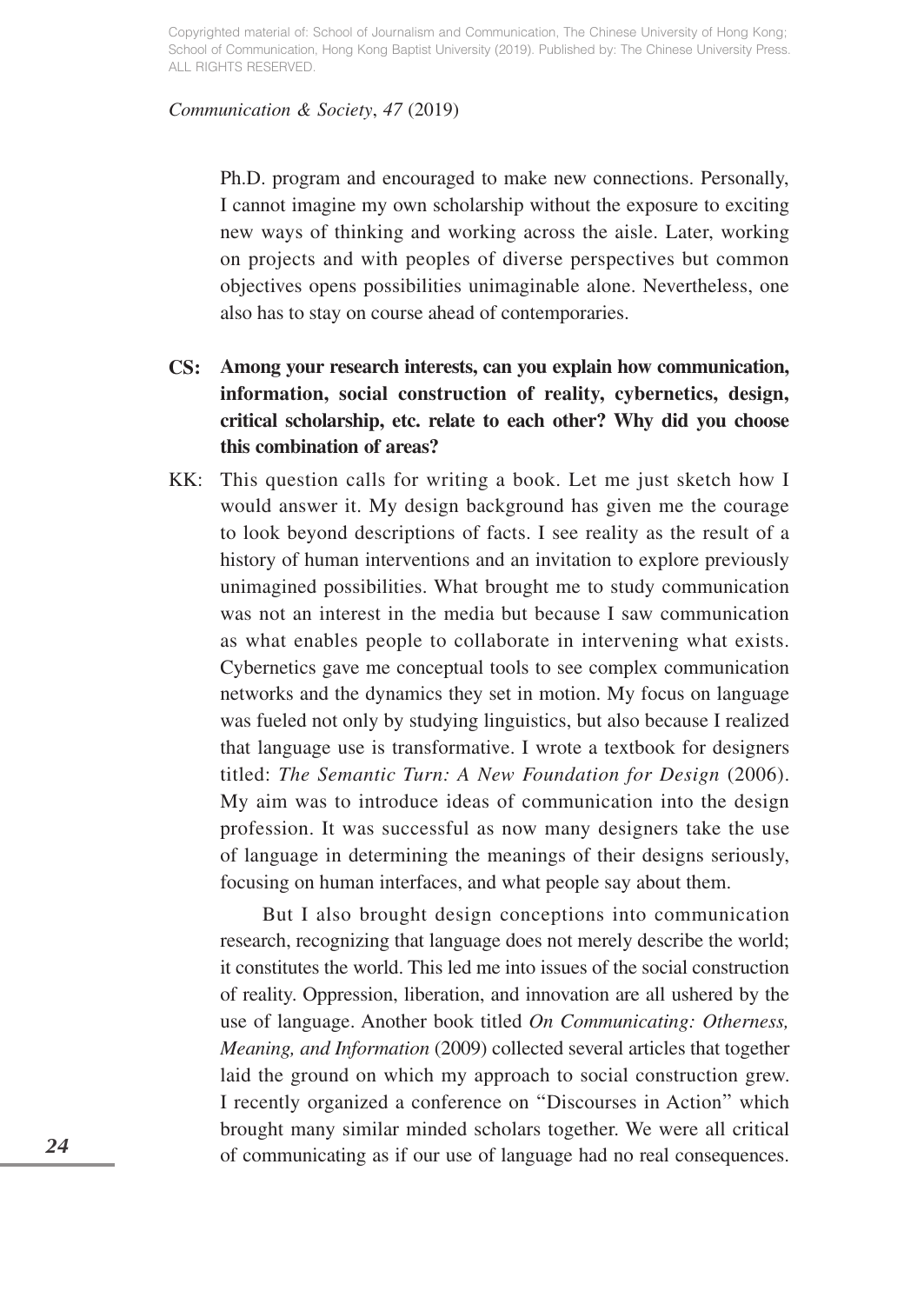Ph.D. program and encouraged to make new connections. Personally, I cannot imagine my own scholarship without the exposure to exciting new ways of thinking and working across the aisle. Later, working on projects and with peoples of diverse perspectives but common objectives opens possibilities unimaginable alone. Nevertheless, one also has to stay on course ahead of contemporaries.

**CS: Among your research interests, can you explain how communication, information, social construction of reality, cybernetics, design, critical scholarship, etc. relate to each other? Why did you choose this combination of areas?**

KK: This question calls for writing a book. Let me just sketch how I would answer it. My design background has given me the courage to look beyond descriptions of facts. I see reality as the result of a history of human interventions and an invitation to explore previously unimagined possibilities. What brought me to study communication was not an interest in the media but because I saw communication as what enables people to collaborate in intervening what exists. Cybernetics gave me conceptual tools to see complex communication networks and the dynamics they set in motion. My focus on language was fueled not only by studying linguistics, but also because I realized that language use is transformative. I wrote a textbook for designers titled: *The Semantic Turn: A New Foundation for Design* (2006). My aim was to introduce ideas of communication into the design profession. It was successful as now many designers take the use of language in determining the meanings of their designs seriously, focusing on human interfaces, and what people say about them.

But I also brought design conceptions into communication research, recognizing that language does not merely describe the world; it constitutes the world. This led me into issues of the social construction of reality. Oppression, liberation, and innovation are all ushered by the use of language. Another book titled *On Communicating: Otherness, Meaning, and Information* (2009) collected several articles that together laid the ground on which my approach to social construction grew. I recently organized a conference on "Discourses in Action" which brought many similar minded scholars together. We were all critical of communicating as if our use of language had no real consequences.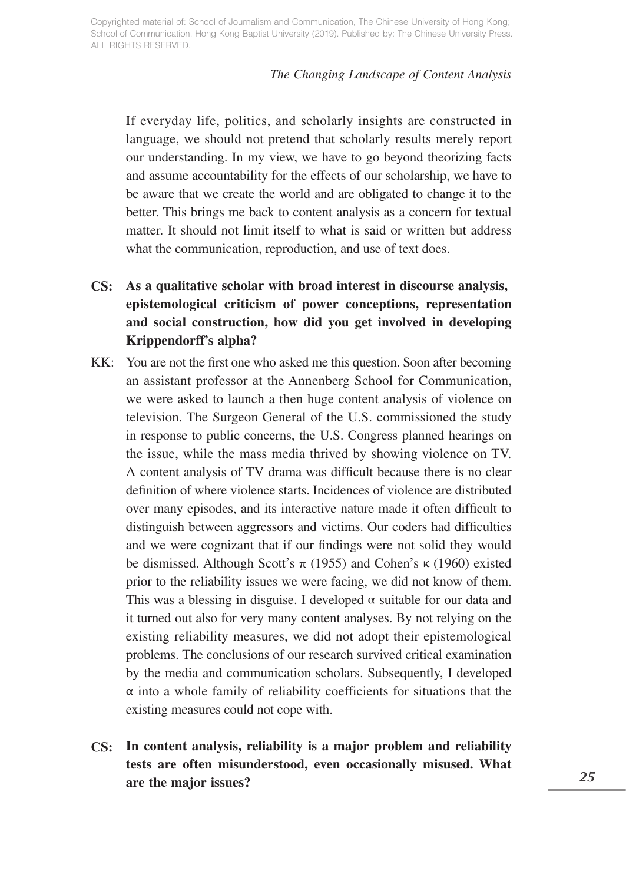If everyday life, politics, and scholarly insights are constructed in language, we should not pretend that scholarly results merely report our understanding. In my view, we have to go beyond theorizing facts and assume accountability for the effects of our scholarship, we have to be aware that we create the world and are obligated to change it to the better. This brings me back to content analysis as a concern for textual matter. It should not limit itself to what is said or written but address what the communication, reproduction, and use of text does.

**CS: As a qualitative scholar with broad interest in discourse analysis, epistemological criticism of power conceptions, representation and social construction, how did you get involved in developing Krippendorff's alpha?**

KK: You are not the first one who asked me this question. Soon after becoming an assistant professor at the Annenberg School for Communication, we were asked to launch a then huge content analysis of violence on television. The Surgeon General of the U.S. commissioned the study in response to public concerns, the U.S. Congress planned hearings on the issue, while the mass media thrived by showing violence on TV. A content analysis of TV drama was difficult because there is no clear definition of where violence starts. Incidences of violence are distributed over many episodes, and its interactive nature made it often difficult to distinguish between aggressors and victims. Our coders had difficulties and we were cognizant that if our findings were not solid they would be dismissed. Although Scott's π (1955) and Cohen's κ (1960) existed prior to the reliability issues we were facing, we did not know of them. This was a blessing in disguise. I developed α suitable for our data and it turned out also for very many content analyses. By not relying on the existing reliability measures, we did not adopt their epistemological problems. The conclusions of our research survived critical examination by the media and communication scholars. Subsequently, I developed α into a whole family of reliability coefficients for situations that the existing measures could not cope with.

**CS: In content analysis, reliability is a major problem and reliability tests are often misunderstood, even occasionally misused. What are the major issues?**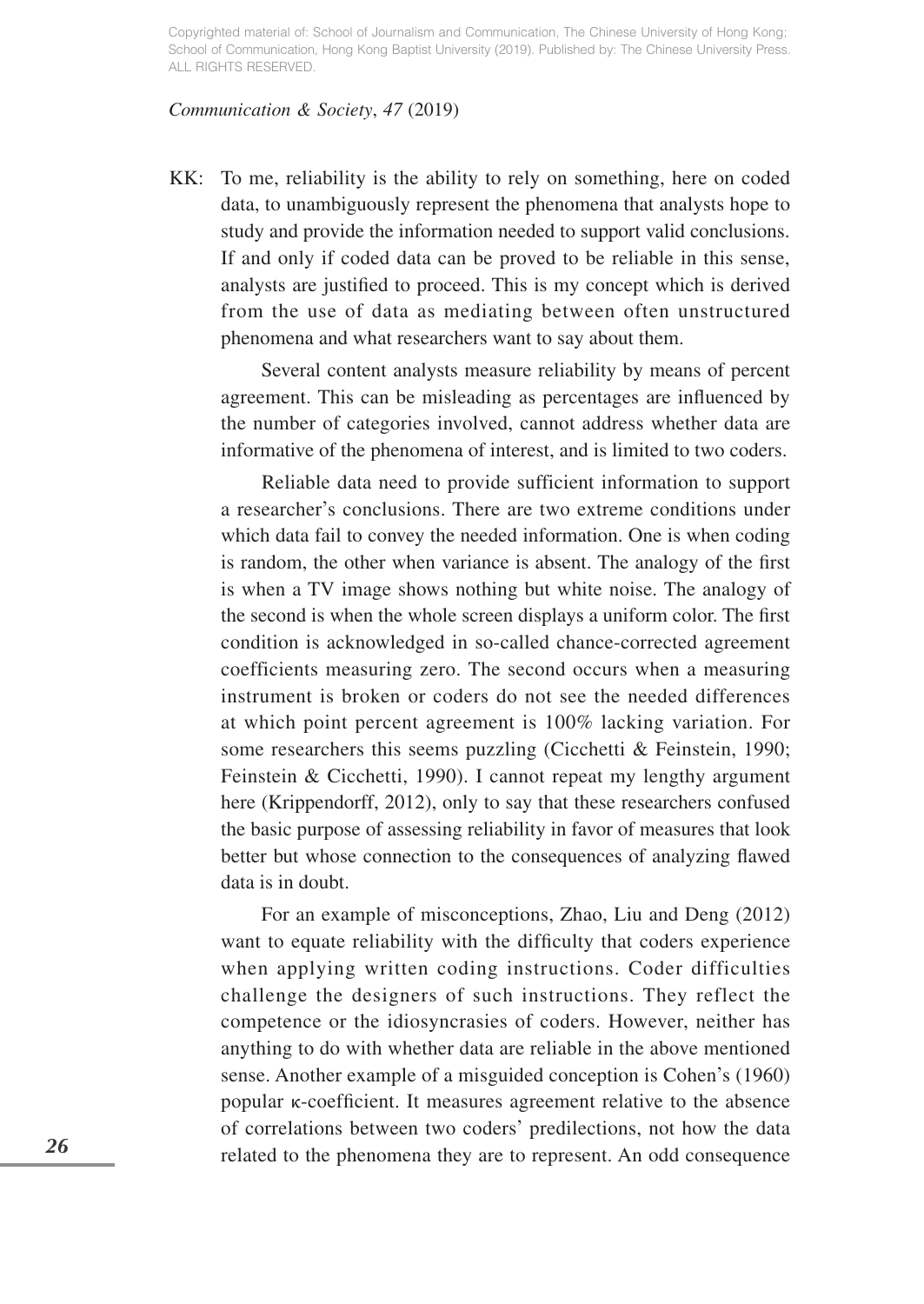KK: To me, reliability is the ability to rely on something, here on coded data, to unambiguously represent the phenomena that analysts hope to study and provide the information needed to support valid conclusions. If and only if coded data can be proved to be reliable in this sense, analysts are justified to proceed. This is my concept which is derived from the use of data as mediating between often unstructured phenomena and what researchers want to say about them.

Several content analysts measure reliability by means of percent agreement. This can be misleading as percentages are influenced by the number of categories involved, cannot address whether data are informative of the phenomena of interest, and is limited to two coders.

Reliable data need to provide sufficient information to support a researcher's conclusions. There are two extreme conditions under which data fail to convey the needed information. One is when coding is random, the other when variance is absent. The analogy of the first is when a TV image shows nothing but white noise. The analogy of the second is when the whole screen displays a uniform color. The first condition is acknowledged in so-called chance-corrected agreement coefficients measuring zero. The second occurs when a measuring instrument is broken or coders do not see the needed differences at which point percent agreement is 100% lacking variation. For some researchers this seems puzzling (Cicchetti & Feinstein, 1990; Feinstein & Cicchetti, 1990). I cannot repeat my lengthy argument here (Krippendorff, 2012), only to say that these researchers confused the basic purpose of assessing reliability in favor of measures that look better but whose connection to the consequences of analyzing flawed data is in doubt.

For an example of misconceptions, Zhao, Liu and Deng (2012) want to equate reliability with the difficulty that coders experience when applying written coding instructions. Coder difficulties challenge the designers of such instructions. They reflect the competence or the idiosyncrasies of coders. However, neither has anything to do with whether data are reliable in the above mentioned sense. Another example of a misguided conception is Cohen's (1960) popular κ-coefficient. It measures agreement relative to the absence of correlations between two coders' predilections, not how the data related to the phenomena they are to represent. An odd consequence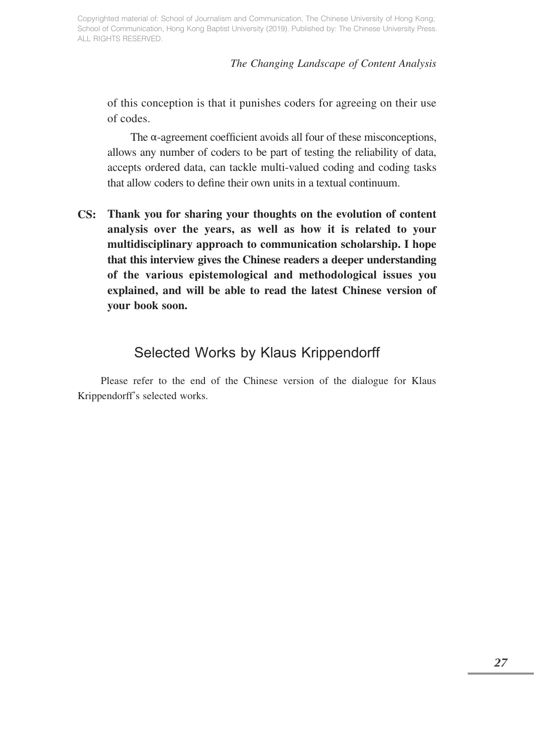of this conception is that it punishes coders for agreeing on their use of codes.

The α-agreement coefficient avoids all four of these misconceptions, allows any number of coders to be part of testing the reliability of data, accepts ordered data, can tackle multi-valued coding and coding tasks that allow coders to define their own units in a textual continuum.

**CS: Thank you for sharing your thoughts on the evolution of content analysis over the years, as well as how it is related to your multidisciplinary approach to communication scholarship. I hope that this interview gives the Chinese readers a deeper understanding of the various epistemological and methodological issues you explained, and will be able to read the latest Chinese version of your book soon.**

## Selected Works by Klaus Krippendorff

Please refer to the end of the Chinese version of the dialogue for Klaus Krippendorff's selected works.